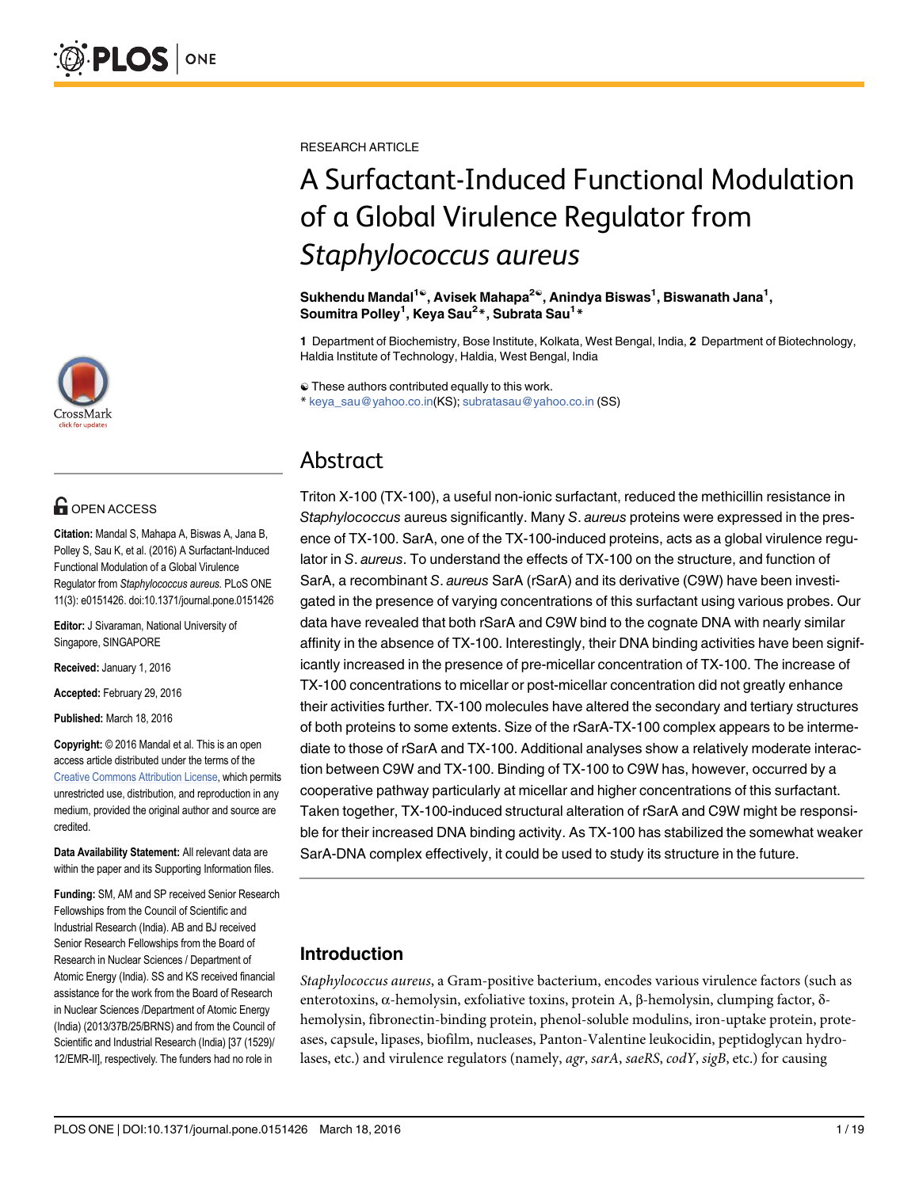RESEARCH ARTICLE

# A Surfactant-Induced Functional Modulation of a Global Virulence Regulator from *Staphylococcus aureus*

**Sukhendu Mandal[1☯], Avisek Mahapa[2☯], Anindya Biswas[1], Biswanath Jana[1], Soumitra Polley[1], Keya Sau[2]*, Subrata Sau[1]***

**1** Department of Biochemistry, Bose Institute, Kolkata, West Bengal, India, **2** Department of Biotechnology, Haldia Institute of Technology, Haldia, West Bengal, India

☯ These authors contributed equally to this work.
* keya_sau@yahoo.co.in(KS); subratasau@yahoo.co.in (SS)

## Abstract

Triton X-100 (TX-100), a useful non-ionic surfactant, reduced the methicillin resistance in *Staphylococcus* aureus significantly. Many *S*. *aureus* proteins were expressed in the presence of TX-100. SarA, one of the TX-100-induced proteins, acts as a global virulence regulator in *S*. *aureus*. To understand the effects of TX-100 on the structure, and function of SarA, a recombinant *S*. *aureus* SarA (rSarA) and its derivative (C9W) have been investigated in the presence of varying concentrations of this surfactant using various probes. Our data have revealed that both rSarA and C9W bind to the cognate DNA with nearly similar affinity in the absence of TX-100. Interestingly, their DNA binding activities have been significantly increased in the presence of pre-micellar concentration of TX-100. The increase of TX-100 concentrations to micellar or post-micellar concentration did not greatly enhance their activities further. TX-100 molecules have altered the secondary and tertiary structures of both proteins to some extents. Size of the rSarA-TX-100 complex appears to be intermediate to those of rSarA and TX-100. Additional analyses show a relatively moderate interaction between C9W and TX-100. Binding of TX-100 to C9W has, however, occurred by a cooperative pathway particularly at micellar and higher concentrations of this surfactant. Taken together, TX-100-induced structural alteration of rSarA and C9W might be responsible for their increased DNA binding activity. As TX-100 has stabilized the somewhat weaker SarA-DNA complex effectively, it could be used to study its structure in the future.

**OPEN ACCESS**

**Citation:** Mandal S, Mahapa A, Biswas A, Jana B, Polley S, Sau K, et al. (2016) A Surfactant-Induced Functional Modulation of a Global Virulence Regulator from *Staphylococcus aureus*. PLoS ONE 11(3): e0151426. doi:10.1371/journal.pone.0151426

**Editor:** J Sivaraman, National University of Singapore, SINGAPORE

**Received:** January 1, 2016

**Accepted:** February 29, 2016

**Published:** March 18, 2016

**Copyright:** © 2016 Mandal et al. This is an open access article distributed under the terms of the Creative Commons Attribution License, which permits unrestricted use, distribution, and reproduction in any medium, provided the original author and source are credited.

**Data Availability Statement:** All relevant data are within the paper and its Supporting Information files.

**Funding:** SM, AM and SP received Senior Research Fellowships from the Council of Scientific and Industrial Research (India). AB and BJ received Senior Research Fellowships from the Board of Research in Nuclear Sciences / Department of Atomic Energy (India). SS and KS received financial assistance for the work from the Board of Research in Nuclear Sciences /Department of Atomic Energy (India) (2013/37B/25/BRNS) and from the Council of Scientific and Industrial Research (India) [37 (1529)/12/EMR-II], respectively. The funders had no role in

## Introduction

*Staphylococcus aureus*, a Gram-positive bacterium, encodes various virulence factors (such as enterotoxins, α-hemolysin, exfoliative toxins, protein A, β-hemolysin, clumping factor, δ-hemolysin, fibronectin-binding protein, phenol-soluble modulins, iron-uptake protein, proteases, capsule, lipases, biofilm, nucleases, Panton-Valentine leukocidin, peptidoglycan hydrolases, etc.) and virulence regulators (namely, *agr*, *sarA*, *saeRS*, *codY*, *sigB*, etc.) for causing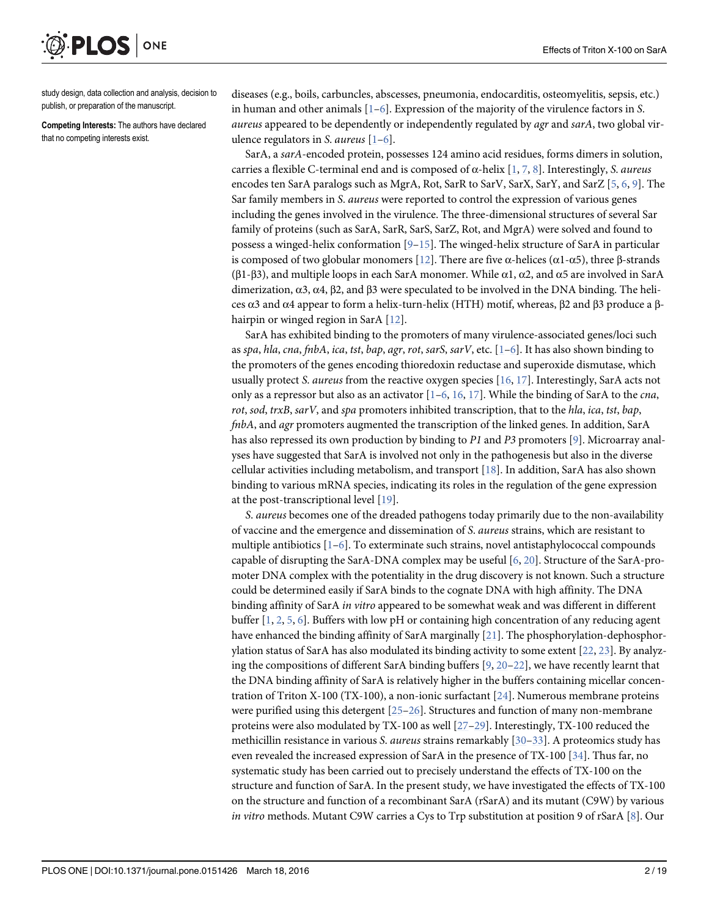study design, data collection and analysis, decision to publish, or preparation of the manuscript.

**Competing Interests:** The authors have declared that no competing interests exist.

diseases (e.g., boils, carbuncles, abscesses, pneumonia, endocarditis, osteomyelitis, sepsis, etc.) in human and other animals [1–6]. Expression of the majority of the virulence factors in *S. aureus* appeared to be dependently or independently regulated by *agr* and *sarA*, two global virulence regulators in *S. aureus* [1–6].

SarA, a *sarA*-encoded protein, possesses 124 amino acid residues, forms dimers in solution, carries a flexible C-terminal end and is composed of α-helix [1, 7, 8]. Interestingly, *S. aureus* encodes ten SarA paralogs such as MgrA, Rot, SarR to SarV, SarX, SarY, and SarZ [5, 6, 9]. The Sar family members in *S. aureus* were reported to control the expression of various genes including the genes involved in the virulence. The three-dimensional structures of several Sar family of proteins (such as SarA, SarR, SarS, SarZ, Rot, and MgrA) were solved and found to possess a winged-helix conformation [9–15]. The winged-helix structure of SarA in particular is composed of two globular monomers [12]. There are five α-helices (α1-α5), three β-strands (β1-β3), and multiple loops in each SarA monomer. While α1, α2, and α5 are involved in SarA dimerization, α3, α4, β2, and β3 were speculated to be involved in the DNA binding. The helices α3 and α4 appear to form a helix-turn-helix (HTH) motif, whereas, β2 and β3 produce a β-hairpin or winged region in SarA [12].

SarA has exhibited binding to the promoters of many virulence-associated genes/loci such as *spa*, *hla*, *cna*, *fnbA*, *ica*, *tst*, *bap*, *agr*, *rot*, *sarS*, *sarV*, etc. [1–6]. It has also shown binding to the promoters of the genes encoding thioredoxin reductase and superoxide dismutase, which usually protect *S. aureus* from the reactive oxygen species [16, 17]. Interestingly, SarA acts not only as a repressor but also as an activator [1–6, 16, 17]. While the binding of SarA to the *cna*, *rot*, *sod*, *trxB*, *sarV*, and *spa* promoters inhibited transcription, that to the *hla*, *ica*, *tst*, *bap*, *fnbA*, and *agr* promoters augmented the transcription of the linked genes. In addition, SarA has also repressed its own production by binding to *P1* and *P3* promoters [9]. Microarray analyses have suggested that SarA is involved not only in the pathogenesis but also in the diverse cellular activities including metabolism, and transport [18]. In addition, SarA has also shown binding to various mRNA species, indicating its roles in the regulation of the gene expression at the post-transcriptional level [19].

*S. aureus* becomes one of the dreaded pathogens today primarily due to the non-availability of vaccine and the emergence and dissemination of *S. aureus* strains, which are resistant to multiple antibiotics [1–6]. To exterminate such strains, novel antistaphylococcal compounds capable of disrupting the SarA-DNA complex may be useful [6, 20]. Structure of the SarA-promoter DNA complex with the potentiality in the drug discovery is not known. Such a structure could be determined easily if SarA binds to the cognate DNA with high affinity. The DNA binding affinity of SarA *in vitro* appeared to be somewhat weak and was different in different buffer [1, 2, 5, 6]. Buffers with low pH or containing high concentration of any reducing agent have enhanced the binding affinity of SarA marginally [21]. The phosphorylation-dephosphorylation status of SarA has also modulated its binding activity to some extent [22, 23]. By analyzing the compositions of different SarA binding buffers [9, 20–22], we have recently learnt that the DNA binding affinity of SarA is relatively higher in the buffers containing micellar concentration of Triton X-100 (TX-100), a non-ionic surfactant [24]. Numerous membrane proteins were purified using this detergent [25–26]. Structures and function of many non-membrane proteins were also modulated by TX-100 as well [27–29]. Interestingly, TX-100 reduced the methicillin resistance in various *S. aureus* strains remarkably [30–33]. A proteomics study has even revealed the increased expression of SarA in the presence of TX-100 [34]. Thus far, no systematic study has been carried out to precisely understand the effects of TX-100 on the structure and function of SarA. In the present study, we have investigated the effects of TX-100 on the structure and function of a recombinant SarA (rSarA) and its mutant (C9W) by various *in vitro* methods. Mutant C9W carries a Cys to Trp substitution at position 9 of rSarA [8]. Our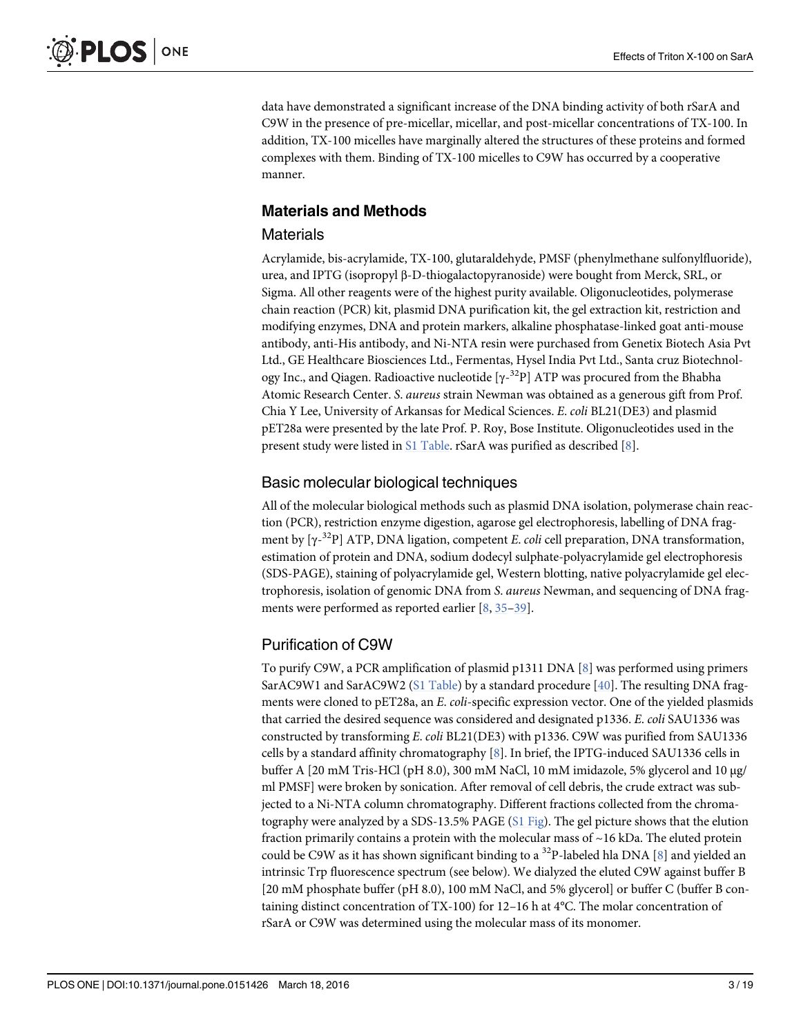data have demonstrated a significant increase of the DNA binding activity of both rSarA and C9W in the presence of pre-micellar, micellar, and post-micellar concentrations of TX-100. In addition, TX-100 micelles have marginally altered the structures of these proteins and formed complexes with them. Binding of TX-100 micelles to C9W has occurred by a cooperative manner.

## Materials and Methods

### Materials

Acrylamide, bis-acrylamide, TX-100, glutaraldehyde, PMSF (phenylmethane sulfonylfluoride), urea, and IPTG (isopropyl β-D-thiogalactopyranoside) were bought from Merck, SRL, or Sigma. All other reagents were of the highest purity available. Oligonucleotides, polymerase chain reaction (PCR) kit, plasmid DNA purification kit, the gel extraction kit, restriction and modifying enzymes, DNA and protein markers, alkaline phosphatase-linked goat anti-mouse antibody, anti-His antibody, and Ni-NTA resin were purchased from Genetix Biotech Asia Pvt Ltd., GE Healthcare Biosciences Ltd., Fermentas, Hysel India Pvt Ltd., Santa cruz Biotechnology Inc., and Qiagen. Radioactive nucleotide [$\gamma$-$^{32}$P] ATP was procured from the Bhabha Atomic Research Center. *S. aureus* strain Newman was obtained as a generous gift from Prof. Chia Y Lee, University of Arkansas for Medical Sciences. *E. coli* BL21(DE3) and plasmid pET28a were presented by the late Prof. P. Roy, Bose Institute. Oligonucleotides used in the present study were listed in S1 Table. rSarA was purified as described [8].

### Basic molecular biological techniques

All of the molecular biological methods such as plasmid DNA isolation, polymerase chain reaction (PCR), restriction enzyme digestion, agarose gel electrophoresis, labelling of DNA fragment by [$\gamma$-$^{32}$P] ATP, DNA ligation, competent *E. coli* cell preparation, DNA transformation, estimation of protein and DNA, sodium dodecyl sulphate-polyacrylamide gel electrophoresis (SDS-PAGE), staining of polyacrylamide gel, Western blotting, native polyacrylamide gel electrophoresis, isolation of genomic DNA from *S. aureus* Newman, and sequencing of DNA fragments were performed as reported earlier [8, 35–39].

### Purification of C9W

To purify C9W, a PCR amplification of plasmid p1311 DNA [8] was performed using primers SarAC9W1 and SarAC9W2 (S1 Table) by a standard procedure [40]. The resulting DNA fragments were cloned to pET28a, an *E. coli*-specific expression vector. One of the yielded plasmids that carried the desired sequence was considered and designated p1336. *E. coli* SAU1336 was constructed by transforming *E. coli* BL21(DE3) with p1336. C9W was purified from SAU1336 cells by a standard affinity chromatography [8]. In brief, the IPTG-induced SAU1336 cells in buffer A [20 mM Tris-HCl (pH 8.0), 300 mM NaCl, 10 mM imidazole, 5% glycerol and 10 μg/ml PMSF] were broken by sonication. After removal of cell debris, the crude extract was subjected to a Ni-NTA column chromatography. Different fractions collected from the chromatography were analyzed by a SDS-13.5% PAGE (S1 Fig). The gel picture shows that the elution fraction primarily contains a protein with the molecular mass of ~16 kDa. The eluted protein could be C9W as it has shown significant binding to a $^{32}$P-labeled hla DNA [8] and yielded an intrinsic Trp fluorescence spectrum (see below). We dialyzed the eluted C9W against buffer B [20 mM phosphate buffer (pH 8.0), 100 mM NaCl, and 5% glycerol] or buffer C (buffer B containing distinct concentration of TX-100) for 12–16 h at 4°C. The molar concentration of rSarA or C9W was determined using the molecular mass of its monomer.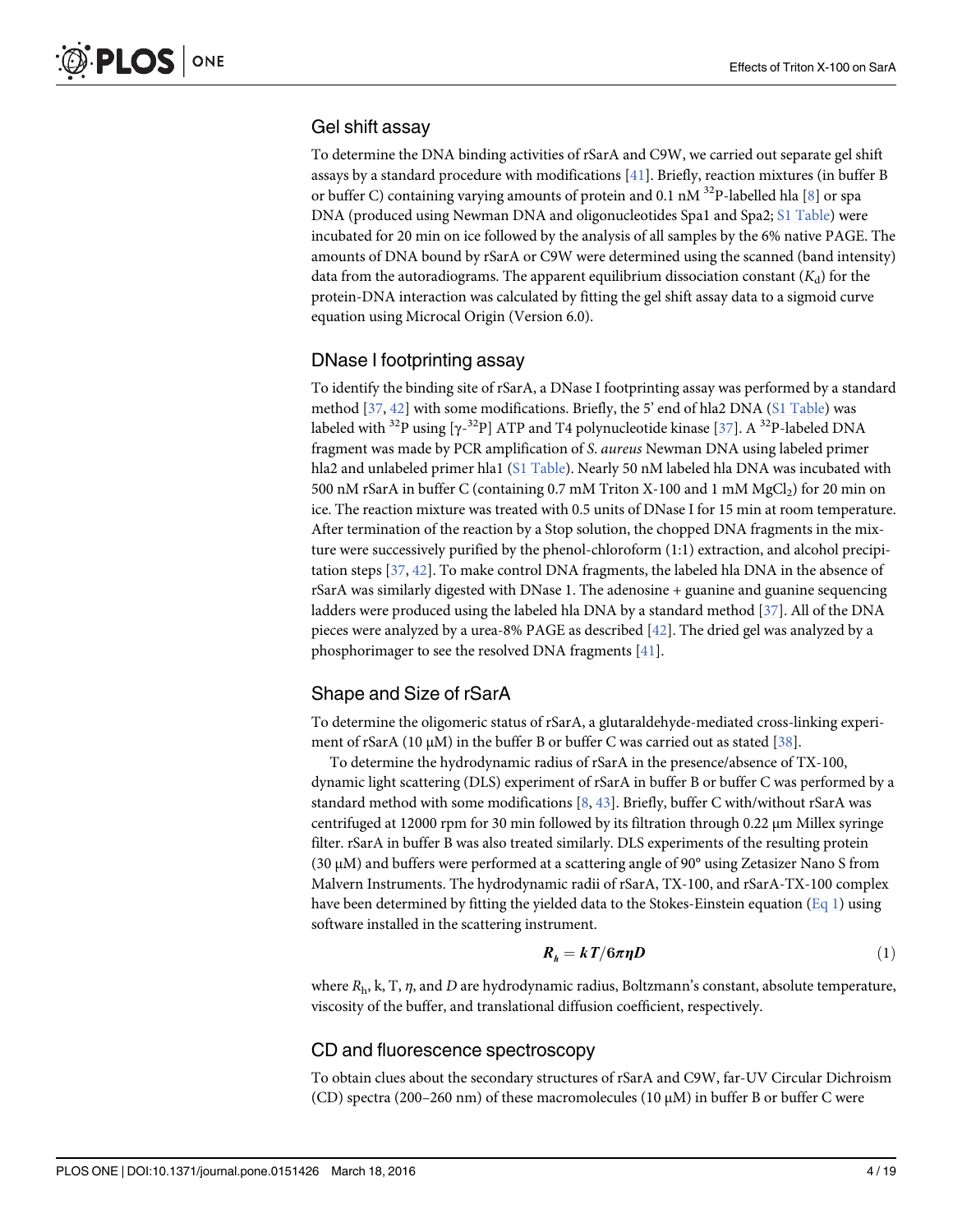## Gel shift assay

To determine the DNA binding activities of rSarA and C9W, we carried out separate gel shift assays by a standard procedure with modifications [41]. Briefly, reaction mixtures (in buffer B or buffer C) containing varying amounts of protein and 0.1 nM $^{32}$P-labelled hla [8] or spa DNA (produced using Newman DNA and oligonucleotides Spa1 and Spa2; S1 Table) were incubated for 20 min on ice followed by the analysis of all samples by the 6% native PAGE. The amounts of DNA bound by rSarA or C9W were determined using the scanned (band intensity) data from the autoradiograms. The apparent equilibrium dissociation constant ($K_d$) for the protein-DNA interaction was calculated by fitting the gel shift assay data to a sigmoid curve equation using Microcal Origin (Version 6.0).

## DNase I footprinting assay

To identify the binding site of rSarA, a DNase I footprinting assay was performed by a standard method [37, 42] with some modifications. Briefly, the 5' end of hla2 DNA (S1 Table) was labeled with $^{32}$P using [γ-$^{32}$P] ATP and T4 polynucleotide kinase [37]. A $^{32}$P-labeled DNA fragment was made by PCR amplification of *S. aureus* Newman DNA using labeled primer hla2 and unlabeled primer hla1 (S1 Table). Nearly 50 nM labeled hla DNA was incubated with 500 nM rSarA in buffer C (containing 0.7 mM Triton X-100 and 1 mM $MgCl_2$) for 20 min on ice. The reaction mixture was treated with 0.5 units of DNase I for 15 min at room temperature. After termination of the reaction by a Stop solution, the chopped DNA fragments in the mixture were successively purified by the phenol-chloroform (1:1) extraction, and alcohol precipitation steps [37, 42]. To make control DNA fragments, the labeled hla DNA in the absence of rSarA was similarly digested with DNase 1. The adenosine + guanine and guanine sequencing ladders were produced using the labeled hla DNA by a standard method [37]. All of the DNA pieces were analyzed by a urea-8% PAGE as described [42]. The dried gel was analyzed by a phosphorimager to see the resolved DNA fragments [41].

## Shape and Size of rSarA

To determine the oligomeric status of rSarA, a glutaraldehyde-mediated cross-linking experiment of rSarA (10 μM) in the buffer B or buffer C was carried out as stated [38].

To determine the hydrodynamic radius of rSarA in the presence/absence of TX-100, dynamic light scattering (DLS) experiment of rSarA in buffer B or buffer C was performed by a standard method with some modifications [8, 43]. Briefly, buffer C with/without rSarA was centrifuged at 12000 rpm for 30 min followed by its filtration through 0.22 μm Millex syringe filter. rSarA in buffer B was also treated similarly. DLS experiments of the resulting protein (30 μM) and buffers were performed at a scattering angle of 90° using Zetasizer Nano S from Malvern Instruments. The hydrodynamic radii of rSarA, TX-100, and rSarA-TX-100 complex have been determined by fitting the yielded data to the Stokes-Einstein equation (Eq 1) using software installed in the scattering instrument.

$$R_h = kT/6\pi\eta D \tag{1}$$

where $R_h$, k, T, $\eta$, and $D$ are hydrodynamic radius, Boltzmann's constant, absolute temperature, viscosity of the buffer, and translational diffusion coefficient, respectively.

## CD and fluorescence spectroscopy

To obtain clues about the secondary structures of rSarA and C9W, far-UV Circular Dichroism (CD) spectra (200–260 nm) of these macromolecules (10 μM) in buffer B or buffer C were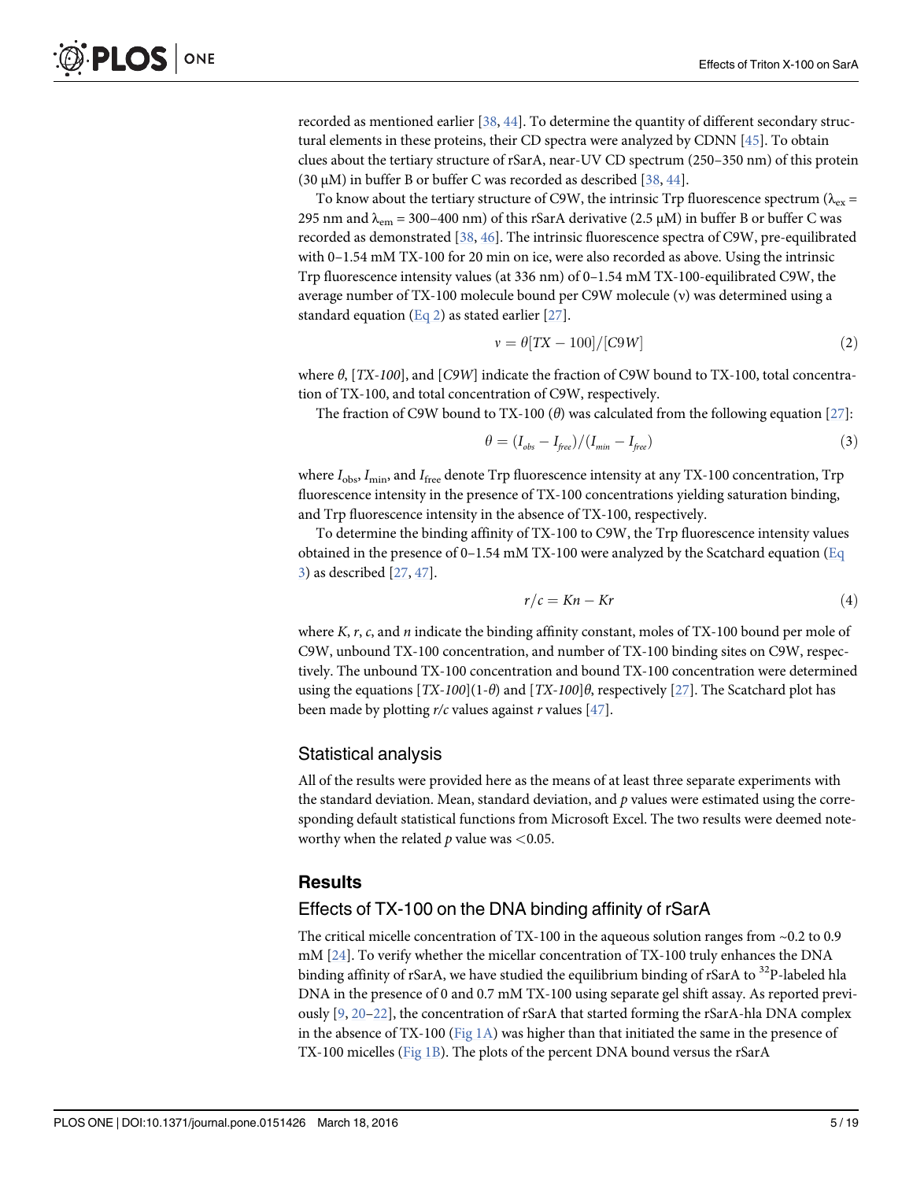recorded as mentioned earlier [38, 44]. To determine the quantity of different secondary structural elements in these proteins, their CD spectra were analyzed by CDNN [45]. To obtain clues about the tertiary structure of rSarA, near-UV CD spectrum (250–350 nm) of this protein (30 μM) in buffer B or buffer C was recorded as described [38, 44].

To know about the tertiary structure of C9W, the intrinsic Trp fluorescence spectrum ($\lambda_{ex}$ = 295 nm and $\lambda_{em}$ = 300–400 nm) of this rSarA derivative (2.5 μM) in buffer B or buffer C was recorded as demonstrated [38, 46]. The intrinsic fluorescence spectra of C9W, pre-equilibrated with 0–1.54 mM TX-100 for 20 min on ice, were also recorded as above. Using the intrinsic Trp fluorescence intensity values (at 336 nm) of 0–1.54 mM TX-100-equilibrated C9W, the average number of TX-100 molecule bound per C9W molecule (ν) was determined using a standard equation (Eq 2) as stated earlier [27].

$$v = \theta[TX-100]/[C9W] \tag{2}$$

where $\theta$, [*TX-100*], and [*C9W*] indicate the fraction of C9W bound to TX-100, total concentration of TX-100, and total concentration of C9W, respectively.

The fraction of C9W bound to TX-100 ($\theta$) was calculated from the following equation [27]:

$$\theta = (I_{obs} - I_{free})/(I_{min} - I_{free}) \tag{3}$$

where $I_{obs}$, $I_{min}$, and $I_{free}$ denote Trp fluorescence intensity at any TX-100 concentration, Trp fluorescence intensity in the presence of TX-100 concentrations yielding saturation binding, and Trp fluorescence intensity in the absence of TX-100, respectively.

To determine the binding affinity of TX-100 to C9W, the Trp fluorescence intensity values obtained in the presence of 0–1.54 mM TX-100 were analyzed by the Scatchard equation (Eq 3) as described [27, 47].

$$r/c = Kn - Kr \tag{4}$$

where *K*, *r*, *c*, and *n* indicate the binding affinity constant, moles of TX-100 bound per mole of C9W, unbound TX-100 concentration, and number of TX-100 binding sites on C9W, respectively. The unbound TX-100 concentration and bound TX-100 concentration were determined using the equations [*TX-100*](1-$\theta$) and [*TX-100*]$\theta$, respectively [27]. The Scatchard plot has been made by plotting *r/c* values against *r* values [47].

## Statistical analysis

All of the results were provided here as the means of at least three separate experiments with the standard deviation. Mean, standard deviation, and *p* values were estimated using the corresponding default statistical functions from Microsoft Excel. The two results were deemed noteworthy when the related *p* value was $<0.05$.

# Results

## Effects of TX-100 on the DNA binding affinity of rSarA

The critical micelle concentration of TX-100 in the aqueous solution ranges from ~0.2 to 0.9 mM [24]. To verify whether the micellar concentration of TX-100 truly enhances the DNA binding affinity of rSarA, we have studied the equilibrium binding of rSarA to $^{32}P$-labeled hla DNA in the presence of 0 and 0.7 mM TX-100 using separate gel shift assay. As reported previously [9, 20–22], the concentration of rSarA that started forming the rSarA-hla DNA complex in the absence of TX-100 (Fig 1A) was higher than that initiated the same in the presence of TX-100 micelles (Fig 1B). The plots of the percent DNA bound versus the rSarA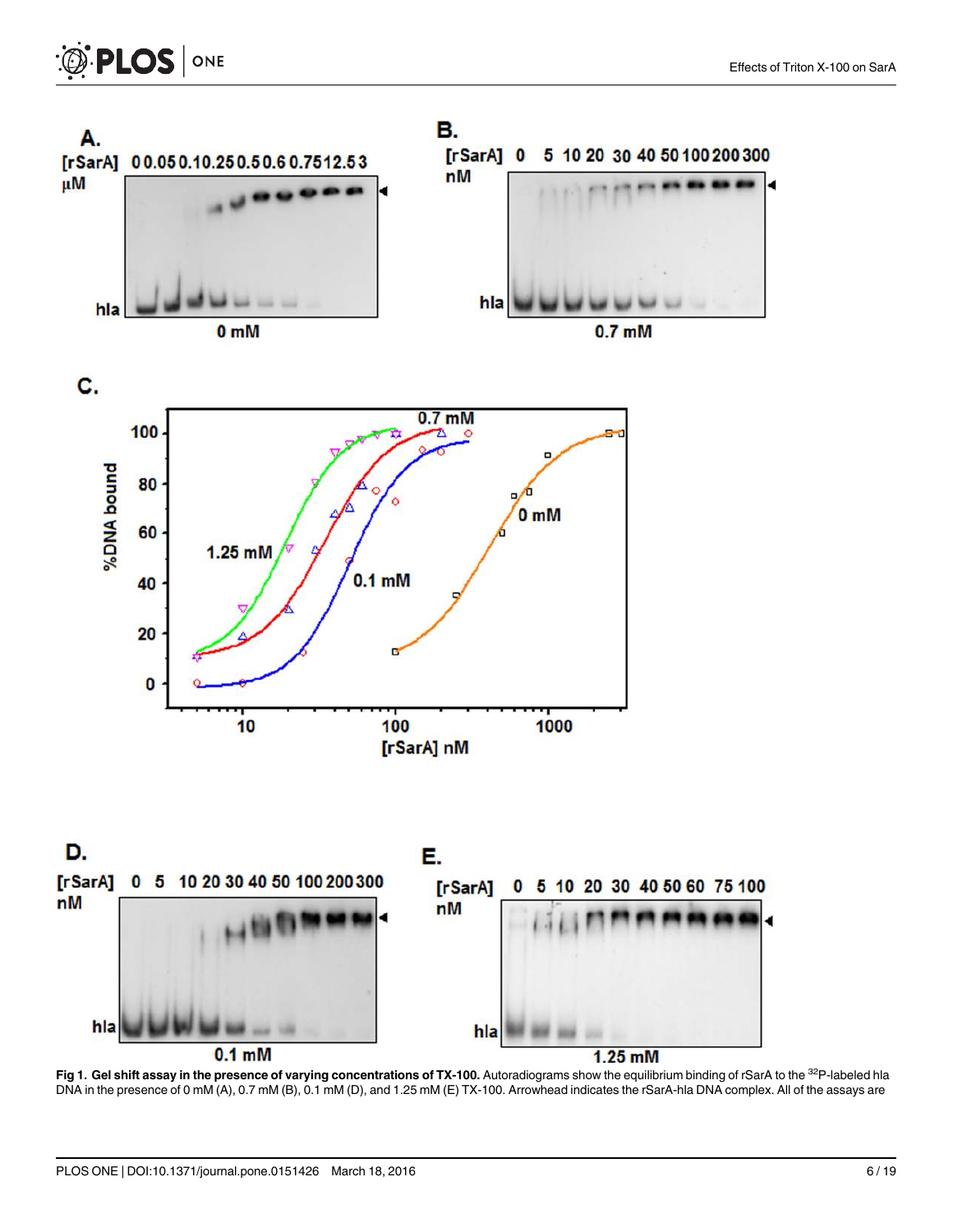**Fig 1. Gel shift assay in the presence of varying concentrations of TX-100.** Autoradiograms show the equilibrium binding of rSarA to the $^{32}$P-labeled hla DNA in the presence of 0 mM (A), 0.7 mM (B), 0.1 mM (D), and 1.25 mM (E) TX-100. Arrowhead indicates the rSarA-hla DNA complex. All of the assays are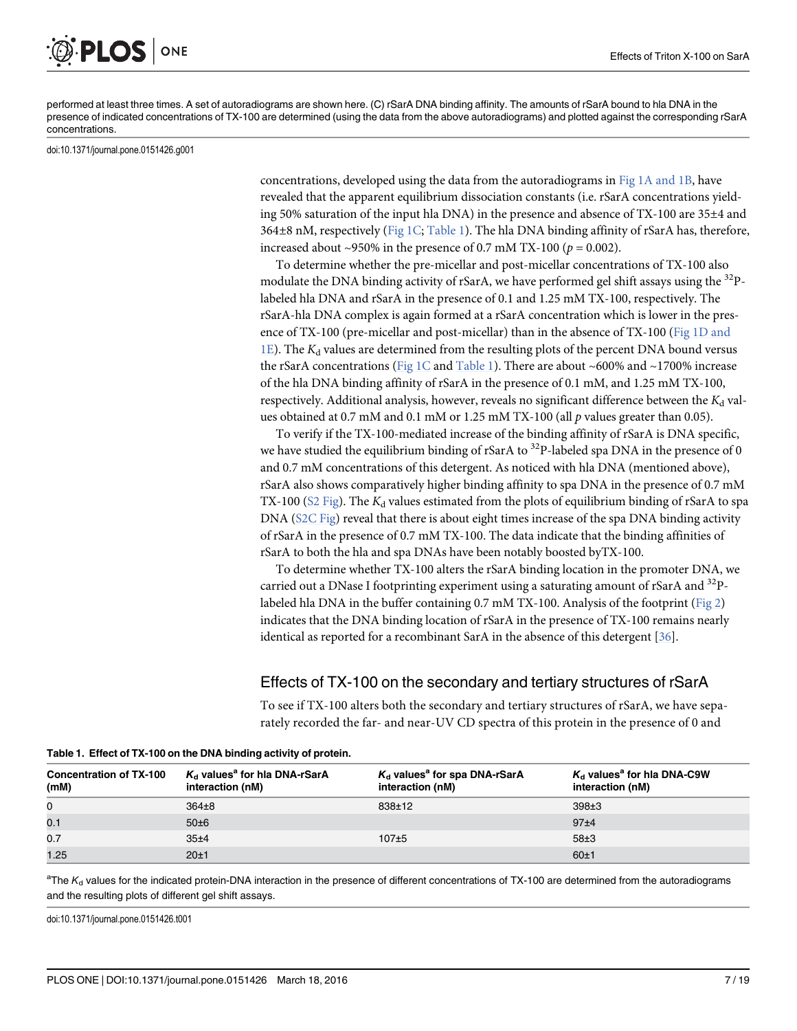performed at least three times. A set of autoradiograms are shown here. (C) rSarA DNA binding affinity. The amounts of rSarA bound to hla DNA in the presence of indicated concentrations of TX-100 are determined (using the data from the above autoradiograms) and plotted against the corresponding rSarA concentrations.

doi:10.1371/journal.pone.0151426.g001

concentrations, developed using the data from the autoradiograms in Fig 1A and 1B, have revealed that the apparent equilibrium dissociation constants (i.e. rSarA concentrations yielding 50% saturation of the input hla DNA) in the presence and absence of TX-100 are 35±4 and 364±8 nM, respectively (Fig 1C; Table 1). The hla DNA binding affinity of rSarA has, therefore, increased about ~950% in the presence of 0.7 mM TX-100 ($p = 0.002$).

To determine whether the pre-micellar and post-micellar concentrations of TX-100 also modulate the DNA binding activity of rSarA, we have performed gel shift assays using the $^{32}$P-labeled hla DNA and rSarA in the presence of 0.1 and 1.25 mM TX-100, respectively. The rSarA-hla DNA complex is again formed at a rSarA concentration which is lower in the presence of TX-100 (pre-micellar and post-micellar) than in the absence of TX-100 (Fig 1D and 1E). The $K_d$ values are determined from the resulting plots of the percent DNA bound versus the rSarA concentrations (Fig 1C and Table 1). There are about ~600% and ~1700% increase of the hla DNA binding affinity of rSarA in the presence of 0.1 mM, and 1.25 mM TX-100, respectively. Additional analysis, however, reveals no significant difference between the $K_d$ values obtained at 0.7 mM and 0.1 mM or 1.25 mM TX-100 (all $p$ values greater than 0.05).

To verify if the TX-100-mediated increase of the binding affinity of rSarA is DNA specific, we have studied the equilibrium binding of rSarA to $^{32}$P-labeled spa DNA in the presence of 0 and 0.7 mM concentrations of this detergent. As noticed with hla DNA (mentioned above), rSarA also shows comparatively higher binding affinity to spa DNA in the presence of 0.7 mM TX-100 (S2 Fig). The $K_d$ values estimated from the plots of equilibrium binding of rSarA to spa DNA (S2C Fig) reveal that there is about eight times increase of the spa DNA binding activity of rSarA in the presence of 0.7 mM TX-100. The data indicate that the binding affinities of rSarA to both the hla and spa DNAs have been notably boosted byTX-100.

To determine whether TX-100 alters the rSarA binding location in the promoter DNA, we carried out a DNase I footprinting experiment using a saturating amount of rSarA and $^{32}$P-labeled hla DNA in the buffer containing 0.7 mM TX-100. Analysis of the footprint (Fig 2) indicates that the DNA binding location of rSarA in the presence of TX-100 remains nearly identical as reported for a recombinant SarA in the absence of this detergent [36].

## Effects of TX-100 on the secondary and tertiary structures of rSarA

To see if TX-100 alters both the secondary and tertiary structures of rSarA, we have separately recorded the far- and near-UV CD spectra of this protein in the presence of 0 and

**Table 1. Effect of TX-100 on the DNA binding activity of protein.**

| Concentration of TX-100 (mM) | $K_d$ values[a] for hla DNA-rSarA interaction (nM) | $K_d$ values[a] for spa DNA-rSarA interaction (nM) | $K_d$ values[a] for hla DNA-C9W interaction (nM) |
|---|---|---|---|
| 0 | 364±8 | 838±12 | 398±3 |
| 0.1 | 50±6 | | 97±4 |
| 0.7 | 35±4 | 107±5 | 58±3 |
| 1.25 | 20±1 | | 60±1 |

[a]The $K_d$ values for the indicated protein-DNA interaction in the presence of different concentrations of TX-100 are determined from the autoradiograms and the resulting plots of different gel shift assays.

doi:10.1371/journal.pone.0151426.t001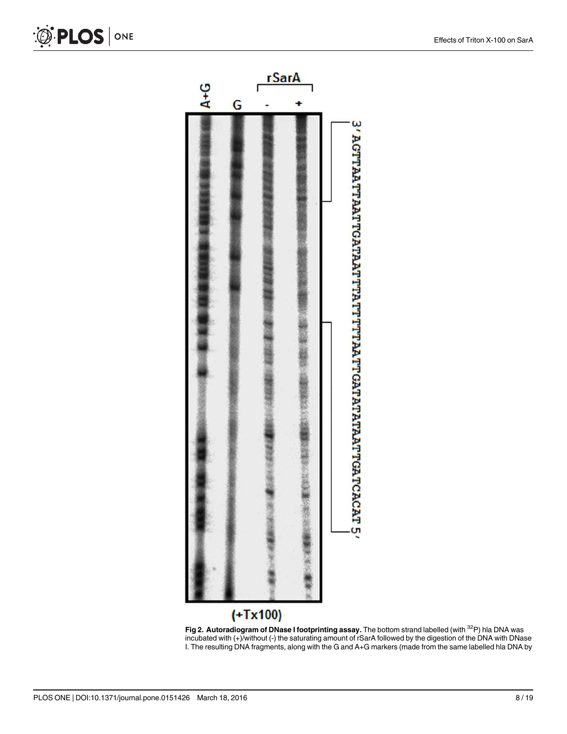**Fig 2. Autoradiogram of DNase I footprinting assay.** The bottom strand labelled (with $^{32}P$) hla DNA was incubated with (+)/without (-) the saturating amount of rSarA followed by the digestion of the DNA with DNase I. The resulting DNA fragments, along with the G and A+G markers (made from the same labelled hla DNA by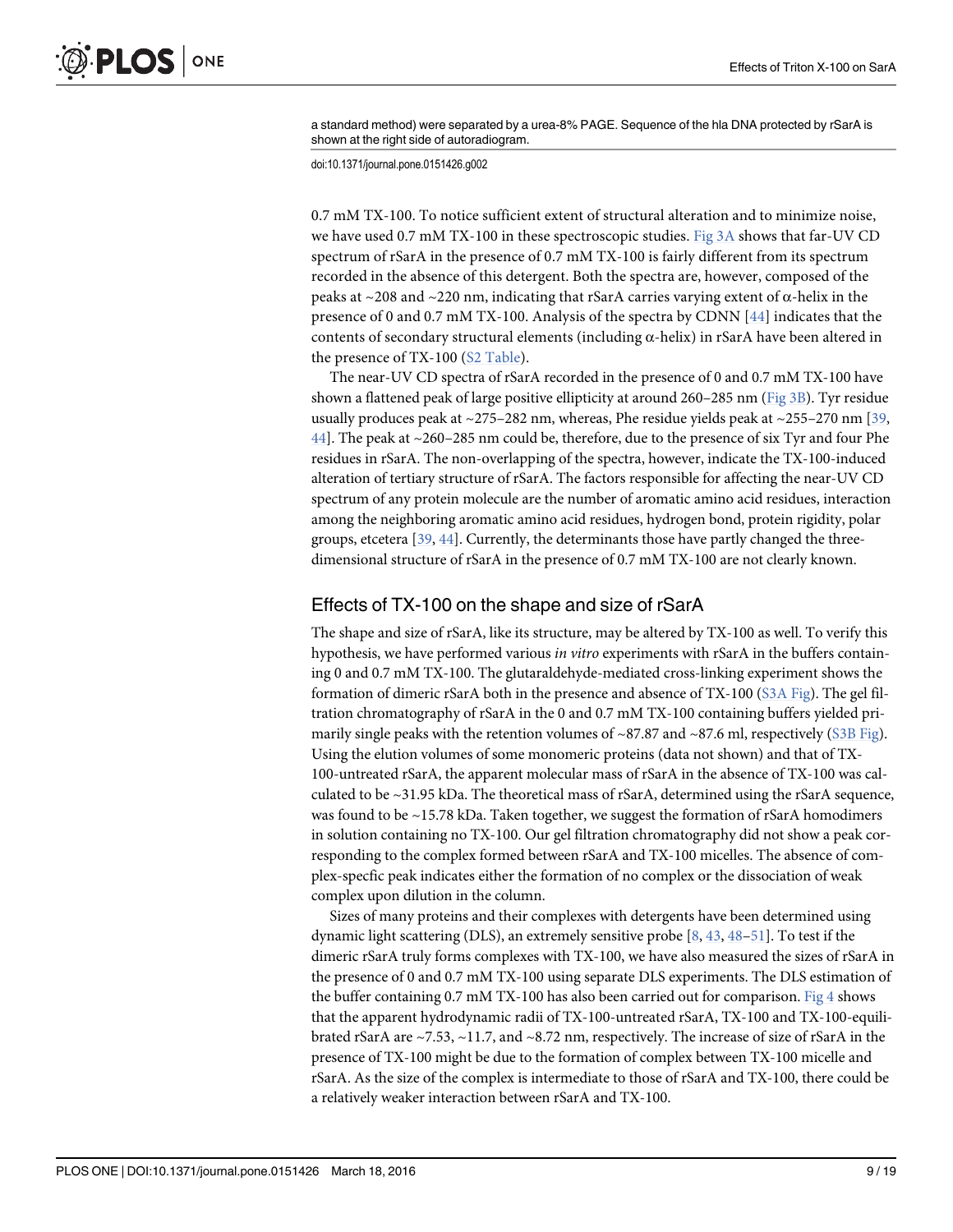a standard method) were separated by a urea-8% PAGE. Sequence of the hla DNA protected by rSarA is shown at the right side of autoradiogram.

doi:10.1371/journal.pone.0151426.g002

0.7 mM TX-100. To notice sufficient extent of structural alteration and to minimize noise, we have used 0.7 mM TX-100 in these spectroscopic studies. Fig 3A shows that far-UV CD spectrum of rSarA in the presence of 0.7 mM TX-100 is fairly different from its spectrum recorded in the absence of this detergent. Both the spectra are, however, composed of the peaks at ~208 and ~220 nm, indicating that rSarA carries varying extent of α-helix in the presence of 0 and 0.7 mM TX-100. Analysis of the spectra by CDNN [44] indicates that the contents of secondary structural elements (including α-helix) in rSarA have been altered in the presence of TX-100 (S2 Table).

The near-UV CD spectra of rSarA recorded in the presence of 0 and 0.7 mM TX-100 have shown a flattened peak of large positive ellipticity at around 260–285 nm (Fig 3B). Tyr residue usually produces peak at ~275–282 nm, whereas, Phe residue yields peak at ~255–270 nm [39, 44]. The peak at ~260–285 nm could be, therefore, due to the presence of six Tyr and four Phe residues in rSarA. The non-overlapping of the spectra, however, indicate the TX-100-induced alteration of tertiary structure of rSarA. The factors responsible for affecting the near-UV CD spectrum of any protein molecule are the number of aromatic amino acid residues, interaction among the neighboring aromatic amino acid residues, hydrogen bond, protein rigidity, polar groups, etcetera [39, 44]. Currently, the determinants those have partly changed the three-dimensional structure of rSarA in the presence of 0.7 mM TX-100 are not clearly known.

## Effects of TX-100 on the shape and size of rSarA

The shape and size of rSarA, like its structure, may be altered by TX-100 as well. To verify this hypothesis, we have performed various *in vitro* experiments with rSarA in the buffers containing 0 and 0.7 mM TX-100. The glutaraldehyde-mediated cross-linking experiment shows the formation of dimeric rSarA both in the presence and absence of TX-100 (S3A Fig). The gel filtration chromatography of rSarA in the 0 and 0.7 mM TX-100 containing buffers yielded primarily single peaks with the retention volumes of ~87.87 and ~87.6 ml, respectively (S3B Fig). Using the elution volumes of some monomeric proteins (data not shown) and that of TX-100-untreated rSarA, the apparent molecular mass of rSarA in the absence of TX-100 was calculated to be ~31.95 kDa. The theoretical mass of rSarA, determined using the rSarA sequence, was found to be ~15.78 kDa. Taken together, we suggest the formation of rSarA homodimers in solution containing no TX-100. Our gel filtration chromatography did not show a peak corresponding to the complex formed between rSarA and TX-100 micelles. The absence of complex-specfic peak indicates either the formation of no complex or the dissociation of weak complex upon dilution in the column.

Sizes of many proteins and their complexes with detergents have been determined using dynamic light scattering (DLS), an extremely sensitive probe [8, 43, 48–51]. To test if the dimeric rSarA truly forms complexes with TX-100, we have also measured the sizes of rSarA in the presence of 0 and 0.7 mM TX-100 using separate DLS experiments. The DLS estimation of the buffer containing 0.7 mM TX-100 has also been carried out for comparison. Fig 4 shows that the apparent hydrodynamic radii of TX-100-untreated rSarA, TX-100 and TX-100-equilibrated rSarA are ~7.53, ~11.7, and ~8.72 nm, respectively. The increase of size of rSarA in the presence of TX-100 might be due to the formation of complex between TX-100 micelle and rSarA. As the size of the complex is intermediate to those of rSarA and TX-100, there could be a relatively weaker interaction between rSarA and TX-100.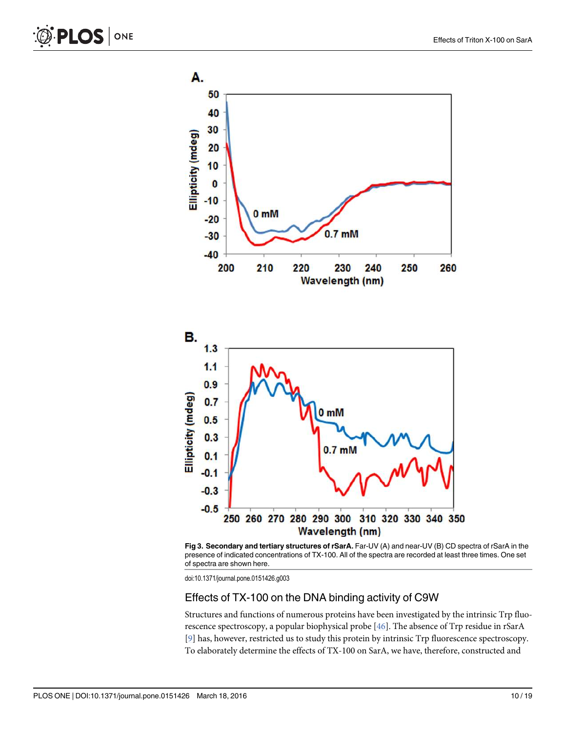**Fig 3. Secondary and tertiary structures of rSarA.** Far-UV (A) and near-UV (B) CD spectra of rSarA in the presence of indicated concentrations of TX-100. All of the spectra are recorded at least three times. One set of spectra are shown here.

doi:10.1371/journal.pone.0151426.g003

## Effects of TX-100 on the DNA binding activity of C9W

Structures and functions of numerous proteins have been investigated by the intrinsic Trp fluorescence spectroscopy, a popular biophysical probe [46]. The absence of Trp residue in rSarA [9] has, however, restricted us to study this protein by intrinsic Trp fluorescence spectroscopy. To elaborately determine the effects of TX-100 on SarA, we have, therefore, constructed and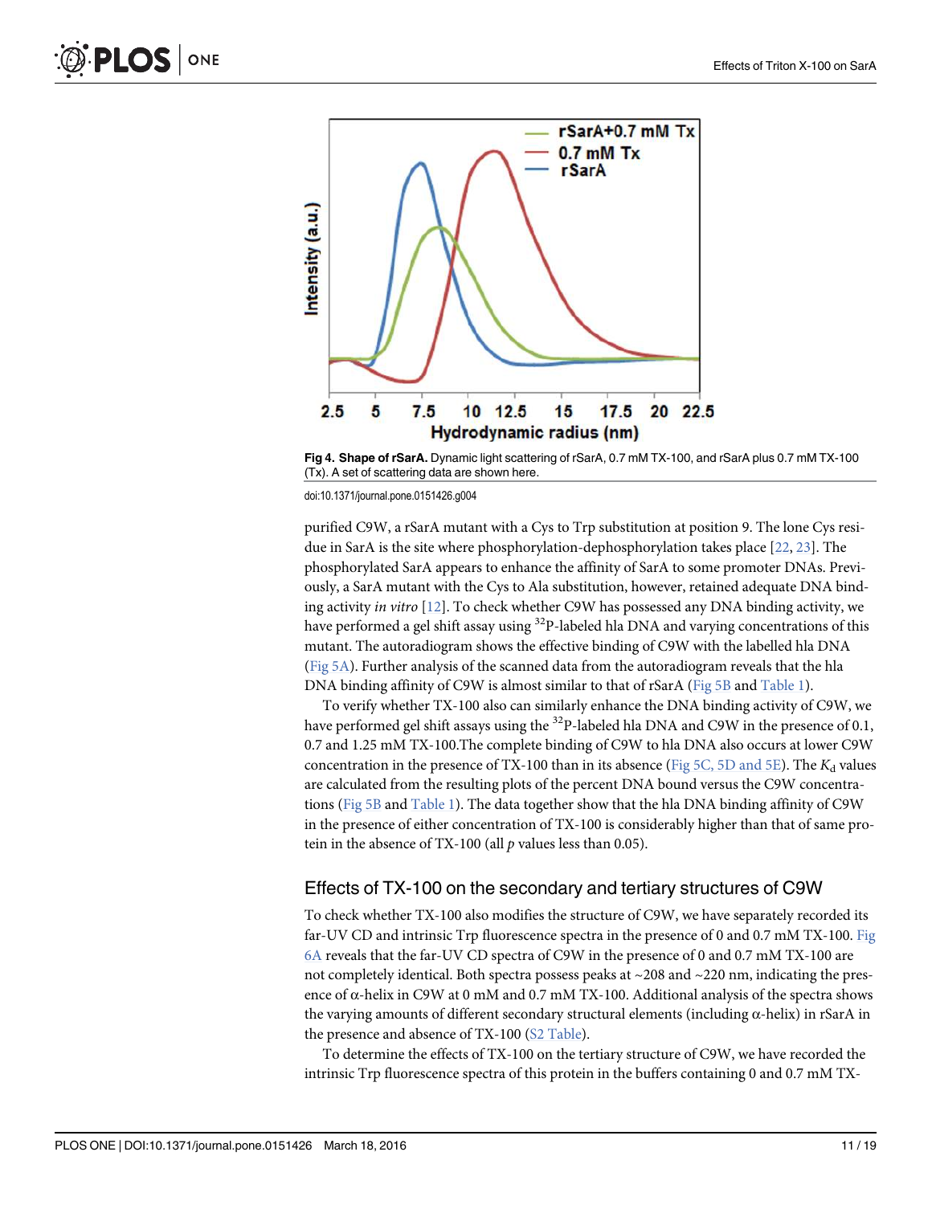Fig 4. **Shape of rSarA.** Dynamic light scattering of rSarA, 0.7 mM TX-100, and rSarA plus 0.7 mM TX-100 (Tx). A set of scattering data are shown here.

doi:10.1371/journal.pone.0151426.g004

purified C9W, a rSarA mutant with a Cys to Trp substitution at position 9. The lone Cys residue in SarA is the site where phosphorylation-dephosphorylation takes place [22, 23]. The phosphorylated SarA appears to enhance the affinity of SarA to some promoter DNAs. Previously, a SarA mutant with the Cys to Ala substitution, however, retained adequate DNA binding activity *in vitro* [12]. To check whether C9W has possessed any DNA binding activity, we have performed a gel shift assay using $^{32}$P-labeled hla DNA and varying concentrations of this mutant. The autoradiogram shows the effective binding of C9W with the labelled hla DNA (Fig 5A). Further analysis of the scanned data from the autoradiogram reveals that the hla DNA binding affinity of C9W is almost similar to that of rSarA (Fig 5B and Table 1).

To verify whether TX-100 also can similarly enhance the DNA binding activity of C9W, we have performed gel shift assays using the $^{32}$P-labeled hla DNA and C9W in the presence of 0.1, 0.7 and 1.25 mM TX-100.The complete binding of C9W to hla DNA also occurs at lower C9W concentration in the presence of TX-100 than in its absence (Fig 5C, 5D and 5E). The $K_d$ values are calculated from the resulting plots of the percent DNA bound versus the C9W concentrations (Fig 5B and Table 1). The data together show that the hla DNA binding affinity of C9W in the presence of either concentration of TX-100 is considerably higher than that of same protein in the absence of TX-100 (all $p$ values less than 0.05).

## Effects of TX-100 on the secondary and tertiary structures of C9W

To check whether TX-100 also modifies the structure of C9W, we have separately recorded its far-UV CD and intrinsic Trp fluorescence spectra in the presence of 0 and 0.7 mM TX-100. Fig 6A reveals that the far-UV CD spectra of C9W in the presence of 0 and 0.7 mM TX-100 are not completely identical. Both spectra possess peaks at ~208 and ~220 nm, indicating the presence of α-helix in C9W at 0 mM and 0.7 mM TX-100. Additional analysis of the spectra shows the varying amounts of different secondary structural elements (including α-helix) in rSarA in the presence and absence of TX-100 (S2 Table).

To determine the effects of TX-100 on the tertiary structure of C9W, we have recorded the intrinsic Trp fluorescence spectra of this protein in the buffers containing 0 and 0.7 mM TX-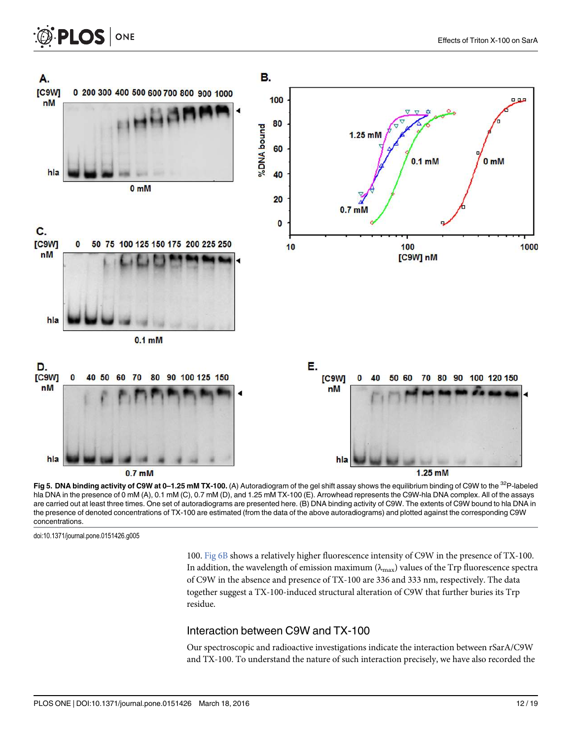**Fig 5. DNA binding activity of C9W at 0–1.25 mM TX-100.** (A) Autoradiogram of the gel shift assay shows the equilibrium binding of C9W to the $^{32}$P-labeled hla DNA in the presence of 0 mM (A), 0.1 mM (C), 0.7 mM (D), and 1.25 mM TX-100 (E). Arrowhead represents the C9W-hla DNA complex. All of the assays are carried out at least three times. One set of autoradiograms are presented here. (B) DNA binding activity of C9W. The extents of C9W bound to hla DNA in the presence of denoted concentrations of TX-100 are estimated (from the data of the above autoradiograms) and plotted against the corresponding C9W concentrations.

doi:10.1371/journal.pone.0151426.g005

100. Fig 6B shows a relatively higher fluorescence intensity of C9W in the presence of TX-100. In addition, the wavelength of emission maximum ($\lambda_{max}$) values of the Trp fluorescence spectra of C9W in the absence and presence of TX-100 are 336 and 333 nm, respectively. The data together suggest a TX-100-induced structural alteration of C9W that further buries its Trp residue.

## Interaction between C9W and TX-100

Our spectroscopic and radioactive investigations indicate the interaction between rSarA/C9W and TX-100. To understand the nature of such interaction precisely, we have also recorded the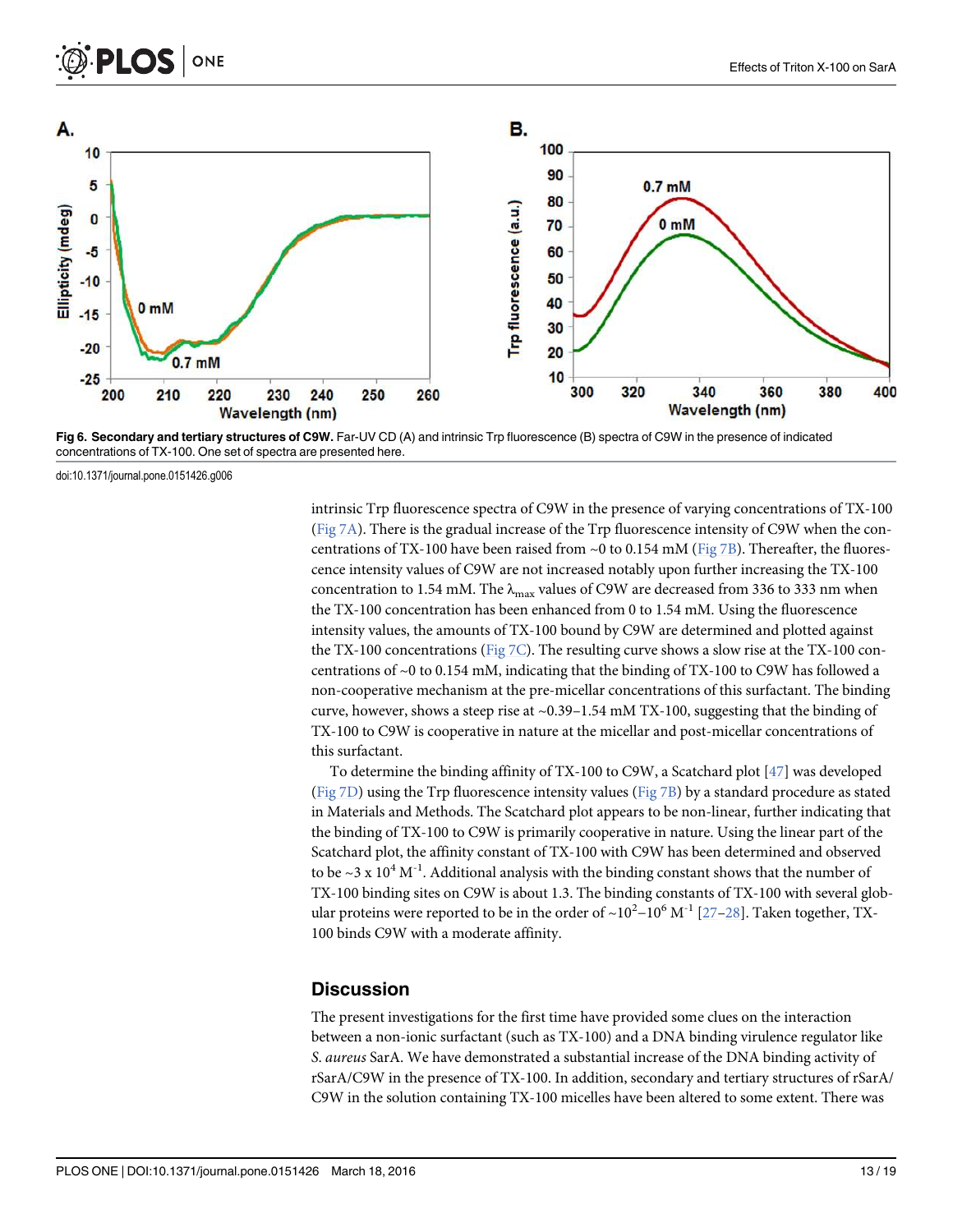Fig 6. Secondary and tertiary structures of C9W. Far-UV CD (A) and intrinsic Trp fluorescence (B) spectra of C9W in the presence of indicated concentrations of TX-100. One set of spectra are presented here.

doi:10.1371/journal.pone.0151426.g006

intrinsic Trp fluorescence spectra of C9W in the presence of varying concentrations of TX-100 (Fig 7A). There is the gradual increase of the Trp fluorescence intensity of C9W when the concentrations of TX-100 have been raised from ~0 to 0.154 mM (Fig 7B). Thereafter, the fluorescence intensity values of C9W are not increased notably upon further increasing the TX-100 concentration to 1.54 mM. The $\lambda_{max}$ values of C9W are decreased from 336 to 333 nm when the TX-100 concentration has been enhanced from 0 to 1.54 mM. Using the fluorescence intensity values, the amounts of TX-100 bound by C9W are determined and plotted against the TX-100 concentrations (Fig 7C). The resulting curve shows a slow rise at the TX-100 concentrations of ~0 to 0.154 mM, indicating that the binding of TX-100 to C9W has followed a non-cooperative mechanism at the pre-micellar concentrations of this surfactant. The binding curve, however, shows a steep rise at ~0.39–1.54 mM TX-100, suggesting that the binding of TX-100 to C9W is cooperative in nature at the micellar and post-micellar concentrations of this surfactant.

To determine the binding affinity of TX-100 to C9W, a Scatchard plot [47] was developed (Fig 7D) using the Trp fluorescence intensity values (Fig 7B) by a standard procedure as stated in Materials and Methods. The Scatchard plot appears to be non-linear, further indicating that the binding of TX-100 to C9W is primarily cooperative in nature. Using the linear part of the Scatchard plot, the affinity constant of TX-100 with C9W has been determined and observed to be ~3 x $10^4$ $M^{-1}$. Additional analysis with the binding constant shows that the number of TX-100 binding sites on C9W is about 1.3. The binding constants of TX-100 with several globular proteins were reported to be in the order of ~$10^2$–$10^6$ $M^{-1}$ [27–28]. Taken together, TX-100 binds C9W with a moderate affinity.

## Discussion

The present investigations for the first time have provided some clues on the interaction between a non-ionic surfactant (such as TX-100) and a DNA binding virulence regulator like *S. aureus* SarA. We have demonstrated a substantial increase of the DNA binding activity of rSarA/C9W in the presence of TX-100. In addition, secondary and tertiary structures of rSarA/C9W in the solution containing TX-100 micelles have been altered to some extent. There was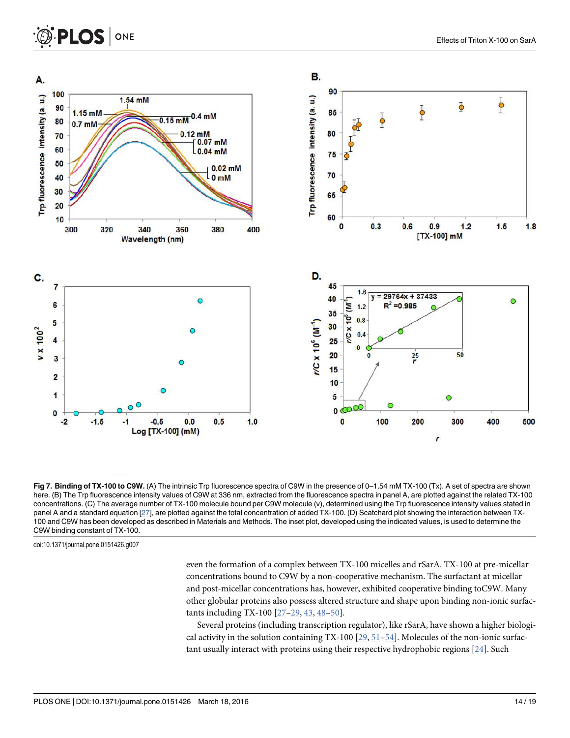**Fig 7. Binding of TX-100 to C9W.** (A) The intrinsic Trp fluorescence spectra of C9W in the presence of 0–1.54 mM TX-100 (Tx). A set of spectra are shown here. (B) The Trp fluorescence intensity values of C9W at 336 nm, extracted from the fluorescence spectra in panel A, are plotted against the related TX-100 concentrations. (C) The average number of TX-100 molecule bound per C9W molecule (ν), determined using the Trp fluorescence intensity values stated in panel A and a standard equation [27], are plotted against the total concentration of added TX-100. (D) Scatchard plot showing the interaction between TX-100 and C9W has been developed as described in Materials and Methods. The inset plot, developed using the indicated values, is used to determine the C9W binding constant of TX-100.

doi:10.1371/journal.pone.0151426.g007

even the formation of a complex between TX-100 micelles and rSarA. TX-100 at pre-micellar concentrations bound to C9W by a non-cooperative mechanism. The surfactant at micellar and post-micellar concentrations has, however, exhibited cooperative binding toC9W. Many other globular proteins also possess altered structure and shape upon binding non-ionic surfactants including TX-100 [27–29, 43, 48–50].

Several proteins (including transcription regulator), like rSarA, have shown a higher biological activity in the solution containing TX-100 [29, 51–54]. Molecules of the non-ionic surfactant usually interact with proteins using their respective hydrophobic regions [24]. Such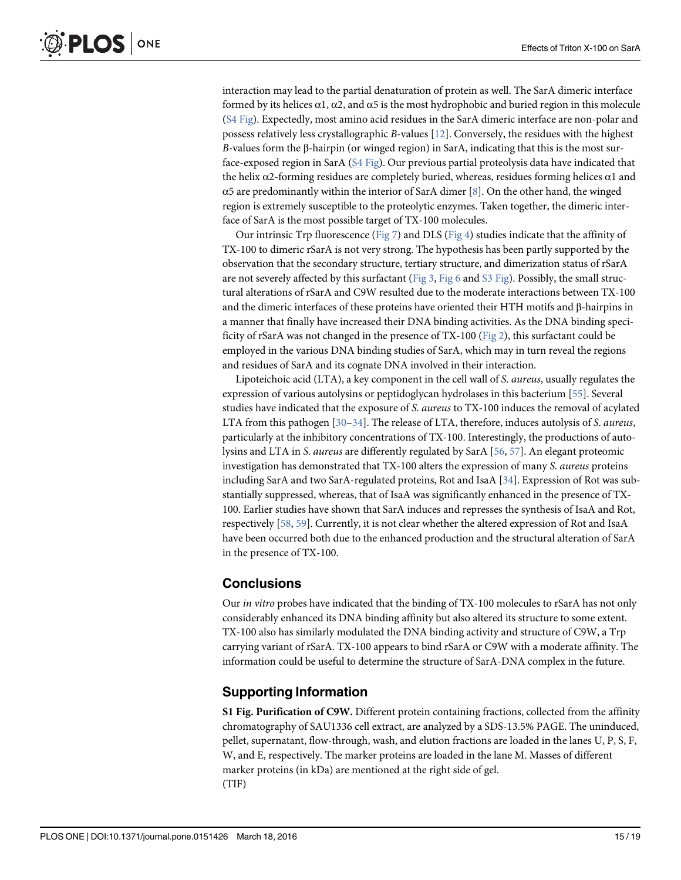interaction may lead to the partial denaturation of protein as well. The SarA dimeric interface formed by its helices α1, α2, and α5 is the most hydrophobic and buried region in this molecule (S4 Fig). Expectedly, most amino acid residues in the SarA dimeric interface are non-polar and possess relatively less crystallographic *B*-values [12]. Conversely, the residues with the highest *B*-values form the β-hairpin (or winged region) in SarA, indicating that this is the most surface-exposed region in SarA (S4 Fig). Our previous partial proteolysis data have indicated that the helix α2-forming residues are completely buried, whereas, residues forming helices α1 and α5 are predominantly within the interior of SarA dimer [8]. On the other hand, the winged region is extremely susceptible to the proteolytic enzymes. Taken together, the dimeric interface of SarA is the most possible target of TX-100 molecules.

Our intrinsic Trp fluorescence (Fig 7) and DLS (Fig 4) studies indicate that the affinity of TX-100 to dimeric rSarA is not very strong. The hypothesis has been partly supported by the observation that the secondary structure, tertiary structure, and dimerization status of rSarA are not severely affected by this surfactant (Fig 3, Fig 6 and S3 Fig). Possibly, the small structural alterations of rSarA and C9W resulted due to the moderate interactions between TX-100 and the dimeric interfaces of these proteins have oriented their HTH motifs and β-hairpins in a manner that finally have increased their DNA binding activities. As the DNA binding specificity of rSarA was not changed in the presence of TX-100 (Fig 2), this surfactant could be employed in the various DNA binding studies of SarA, which may in turn reveal the regions and residues of SarA and its cognate DNA involved in their interaction.

Lipoteichoic acid (LTA), a key component in the cell wall of *S. aureus*, usually regulates the expression of various autolysins or peptidoglycan hydrolases in this bacterium [55]. Several studies have indicated that the exposure of *S. aureus* to TX-100 induces the removal of acylated LTA from this pathogen [30–34]. The release of LTA, therefore, induces autolysis of *S. aureus*, particularly at the inhibitory concentrations of TX-100. Interestingly, the productions of autolysins and LTA in *S. aureus* are differently regulated by SarA [56, 57]. An elegant proteomic investigation has demonstrated that TX-100 alters the expression of many *S. aureus* proteins including SarA and two SarA-regulated proteins, Rot and IsaA [34]. Expression of Rot was substantially suppressed, whereas, that of IsaA was significantly enhanced in the presence of TX-100. Earlier studies have shown that SarA induces and represses the synthesis of IsaA and Rot, respectively [58, 59]. Currently, it is not clear whether the altered expression of Rot and IsaA have been occurred both due to the enhanced production and the structural alteration of SarA in the presence of TX-100.

## Conclusions

Our *in vitro* probes have indicated that the binding of TX-100 molecules to rSarA has not only considerably enhanced its DNA binding affinity but also altered its structure to some extent. TX-100 also has similarly modulated the DNA binding activity and structure of C9W, a Trp carrying variant of rSarA. TX-100 appears to bind rSarA or C9W with a moderate affinity. The information could be useful to determine the structure of SarA-DNA complex in the future.

## Supporting Information

**S1 Fig. Purification of C9W.** Different protein containing fractions, collected from the affinity chromatography of SAU1336 cell extract, are analyzed by a SDS-13.5% PAGE. The uninduced, pellet, supernatant, flow-through, wash, and elution fractions are loaded in the lanes U, P, S, F, W, and E, respectively. The marker proteins are loaded in the lane M. Masses of different marker proteins (in kDa) are mentioned at the right side of gel.
(TIF)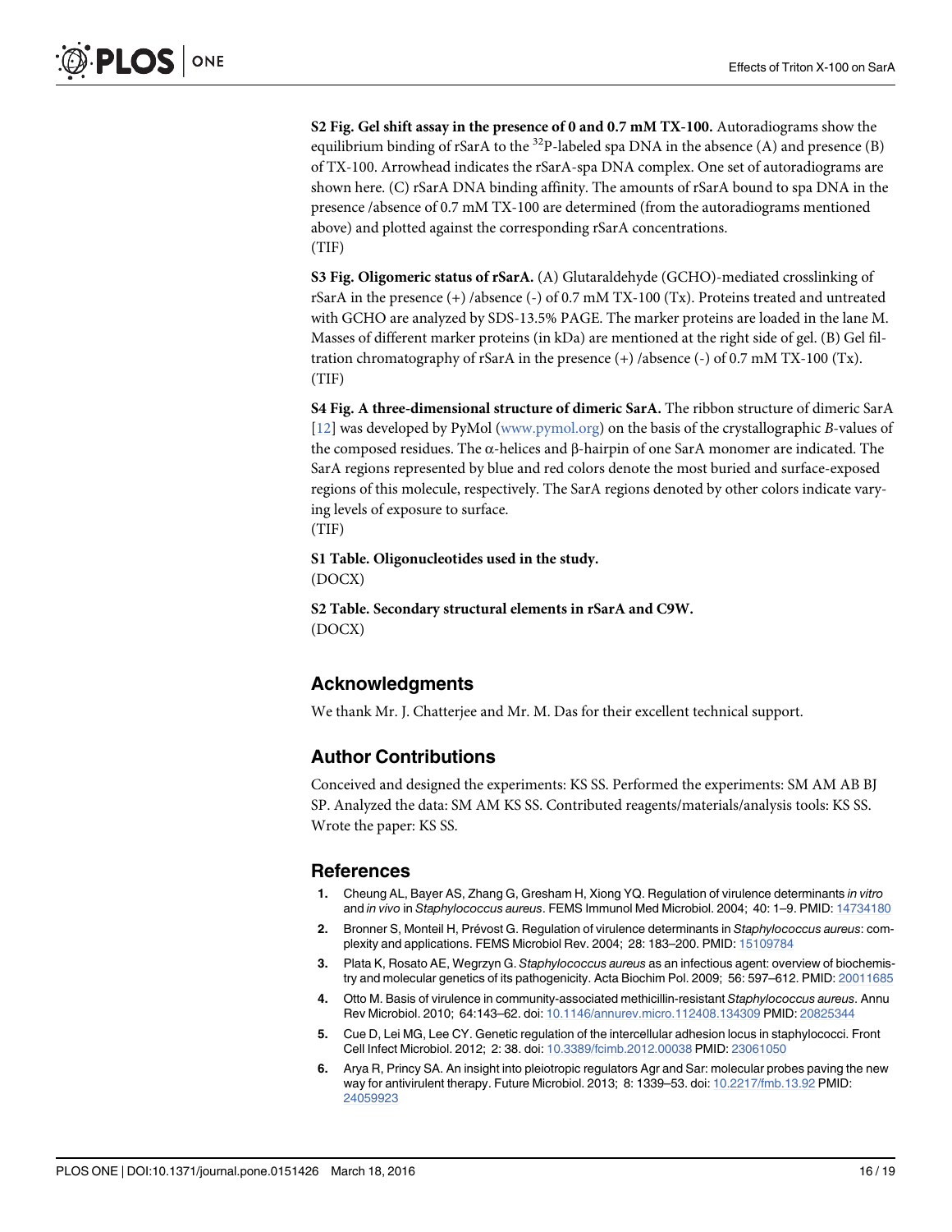**S2 Fig. Gel shift assay in the presence of 0 and 0.7 mM TX-100.** Autoradiograms show the equilibrium binding of rSarA to the $^{32}$P-labeled spa DNA in the absence (A) and presence (B) of TX-100. Arrowhead indicates the rSarA-spa DNA complex. One set of autoradiograms are shown here. (C) rSarA DNA binding affinity. The amounts of rSarA bound to spa DNA in the presence /absence of 0.7 mM TX-100 are determined (from the autoradiograms mentioned above) and plotted against the corresponding rSarA concentrations.
(TIF)

**S3 Fig. Oligomeric status of rSarA.** (A) Glutaraldehyde (GCHO)-mediated crosslinking of rSarA in the presence (+) /absence (-) of 0.7 mM TX-100 (Tx). Proteins treated and untreated with GCHO are analyzed by SDS-13.5% PAGE. The marker proteins are loaded in the lane M. Masses of different marker proteins (in kDa) are mentioned at the right side of gel. (B) Gel filtration chromatography of rSarA in the presence (+) /absence (-) of 0.7 mM TX-100 (Tx).
(TIF)

**S4 Fig. A three-dimensional structure of dimeric SarA.** The ribbon structure of dimeric SarA [12] was developed by PyMol (www.pymol.org) on the basis of the crystallographic *B*-values of the composed residues. The α-helices and β-hairpin of one SarA monomer are indicated. The SarA regions represented by blue and red colors denote the most buried and surface-exposed regions of this molecule, respectively. The SarA regions denoted by other colors indicate varying levels of exposure to surface.
(TIF)

**S1 Table. Oligonucleotides used in the study.**
(DOCX)

**S2 Table. Secondary structural elements in rSarA and C9W.**
(DOCX)

## Acknowledgments

We thank Mr. J. Chatterjee and Mr. M. Das for their excellent technical support.

## Author Contributions

Conceived and designed the experiments: KS SS. Performed the experiments: SM AM AB BJ SP. Analyzed the data: SM AM KS SS. Contributed reagents/materials/analysis tools: KS SS. Wrote the paper: KS SS.

## References

1. Cheung AL, Bayer AS, Zhang G, Gresham H, Xiong YQ. Regulation of virulence determinants *in vitro* and *in vivo* in *Staphylococcus aureus*. FEMS Immunol Med Microbiol. 2004; 40: 1–9. PMID: 14734180
2. Bronner S, Monteil H, Prévost G. Regulation of virulence determinants in *Staphylococcus aureus*: complexity and applications. FEMS Microbiol Rev. 2004; 28: 183–200. PMID: 15109784
3. Plata K, Rosato AE, Wegrzyn G. *Staphylococcus aureus* as an infectious agent: overview of biochemistry and molecular genetics of its pathogenicity. Acta Biochim Pol. 2009; 56: 597–612. PMID: 20011685
4. Otto M. Basis of virulence in community-associated methicillin-resistant *Staphylococcus aureus*. Annu Rev Microbiol. 2010; 64:143–62. doi: 10.1146/annurev.micro.112408.134309 PMID: 20825344
5. Cue D, Lei MG, Lee CY. Genetic regulation of the intercellular adhesion locus in staphylococci. Front Cell Infect Microbiol. 2012; 2: 38. doi: 10.3389/fcimb.2012.00038 PMID: 23061050
6. Arya R, Princy SA. An insight into pleiotropic regulators Agr and Sar: molecular probes paving the new way for antivirulent therapy. Future Microbiol. 2013; 8: 1339–53. doi: 10.2217/fmb.13.92 PMID: 24059923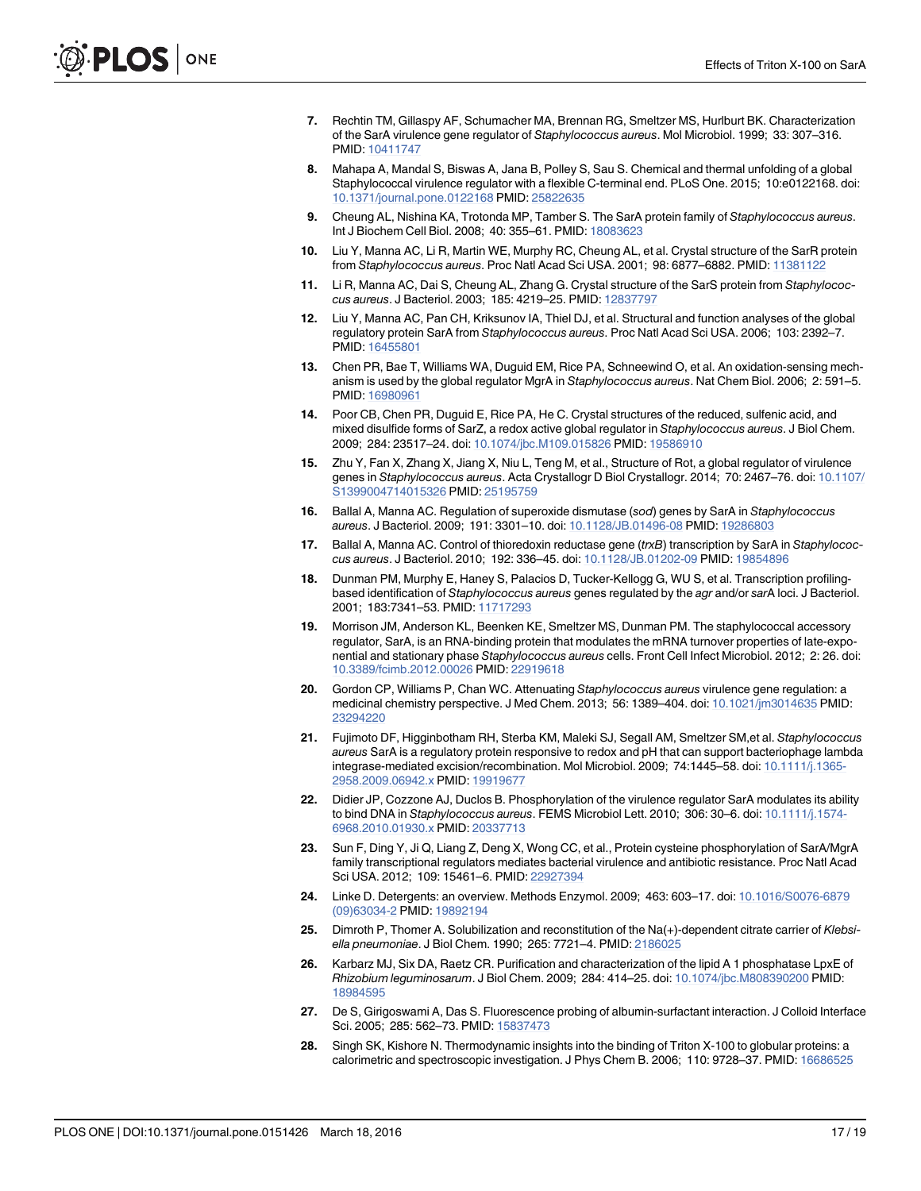7. Rechtin TM, Gillaspy AF, Schumacher MA, Brennan RG, Smeltzer MS, Hurlburt BK. Characterization of the SarA virulence gene regulator of *Staphylococcus aureus*. Mol Microbiol. 1999; 33: 307–316. PMID: 10411747

8. Mahapa A, Mandal S, Biswas A, Jana B, Polley S, Sau S. Chemical and thermal unfolding of a global Staphylococcal virulence regulator with a flexible C-terminal end. PLoS One. 2015; 10:e0122168. doi: 10.1371/journal.pone.0122168 PMID: 25822635

9. Cheung AL, Nishina KA, Trotonda MP, Tamber S. The SarA protein family of *Staphylococcus aureus*. Int J Biochem Cell Biol. 2008; 40: 355–61. PMID: 18083623

10. Liu Y, Manna AC, Li R, Martin WE, Murphy RC, Cheung AL, et al. Crystal structure of the SarR protein from *Staphylococcus aureus*. Proc Natl Acad Sci USA. 2001; 98: 6877–6882. PMID: 11381122

11. Li R, Manna AC, Dai S, Cheung AL, Zhang G. Crystal structure of the SarS protein from *Staphylococcus aureus*. J Bacteriol. 2003; 185: 4219–25. PMID: 12837797

12. Liu Y, Manna AC, Pan CH, Kriksunov IA, Thiel DJ, et al. Structural and function analyses of the global regulatory protein SarA from *Staphylococcus aureus*. Proc Natl Acad Sci USA. 2006; 103: 2392–7. PMID: 16455801

13. Chen PR, Bae T, Williams WA, Duguid EM, Rice PA, Schneewind O, et al. An oxidation-sensing mechanism is used by the global regulator MgrA in *Staphylococcus aureus*. Nat Chem Biol. 2006; 2: 591–5. PMID: 16980961

14. Poor CB, Chen PR, Duguid E, Rice PA, He C. Crystal structures of the reduced, sulfenic acid, and mixed disulfide forms of SarZ, a redox active global regulator in *Staphylococcus aureus*. J Biol Chem. 2009; 284: 23517–24. doi: 10.1074/jbc.M109.015826 PMID: 19586910

15. Zhu Y, Fan X, Zhang X, Jiang X, Niu L, Teng M, et al., Structure of Rot, a global regulator of virulence genes in *Staphylococcus aureus*. Acta Crystallogr D Biol Crystallogr. 2014; 70: 2467–76. doi: 10.1107/S1399004714015326 PMID: 25195759

16. Ballal A, Manna AC. Regulation of superoxide dismutase (*sod*) genes by SarA in *Staphylococcus aureus*. J Bacteriol. 2009; 191: 3301–10. doi: 10.1128/JB.01496-08 PMID: 19286803

17. Ballal A, Manna AC. Control of thioredoxin reductase gene (*trxB*) transcription by SarA in *Staphylococcus aureus*. J Bacteriol. 2010; 192: 336–45. doi: 10.1128/JB.01202-09 PMID: 19854896

18. Dunman PM, Murphy E, Haney S, Palacios D, Tucker-Kellogg G, WU S, et al. Transcription profiling-based identification of *Staphylococcus aureus* genes regulated by the *agr* and/or *sar*A loci. J Bacteriol. 2001; 183:7341–53. PMID: 11717293

19. Morrison JM, Anderson KL, Beenken KE, Smeltzer MS, Dunman PM. The staphylococcal accessory regulator, SarA, is an RNA-binding protein that modulates the mRNA turnover properties of late-exponential and stationary phase *Staphylococcus aureus* cells. Front Cell Infect Microbiol. 2012; 2: 26. doi: 10.3389/fcimb.2012.00026 PMID: 22919618

20. Gordon CP, Williams P, Chan WC. Attenuating *Staphylococcus aureus* virulence gene regulation: a medicinal chemistry perspective. J Med Chem. 2013; 56: 1389–404. doi: 10.1021/jm3014635 PMID: 23294220

21. Fujimoto DF, Higginbotham RH, Sterba KM, Maleki SJ, Segall AM, Smeltzer SM,et al. *Staphylococcus aureus* SarA is a regulatory protein responsive to redox and pH that can support bacteriophage lambda integrase-mediated excision/recombination. Mol Microbiol. 2009; 74:1445–58. doi: 10.1111/j.1365-2958.2009.06942.x PMID: 19919677

22. Didier JP, Cozzone AJ, Duclos B. Phosphorylation of the virulence regulator SarA modulates its ability to bind DNA in *Staphylococcus aureus*. FEMS Microbiol Lett. 2010; 306: 30–6. doi: 10.1111/j.1574-6968.2010.01930.x PMID: 20337713

23. Sun F, Ding Y, Ji Q, Liang Z, Deng X, Wong CC, et al., Protein cysteine phosphorylation of SarA/MgrA family transcriptional regulators mediates bacterial virulence and antibiotic resistance. Proc Natl Acad Sci USA. 2012; 109: 15461–6. PMID: 22927394

24. Linke D. Detergents: an overview. Methods Enzymol. 2009; 463: 603–17. doi: 10.1016/S0076-6879(09)63034-2 PMID: 19892194

25. Dimroth P, Thomer A. Solubilization and reconstitution of the Na(+)-dependent citrate carrier of *Klebsiella pneumoniae*. J Biol Chem. 1990; 265: 7721–4. PMID: 2186025

26. Karbarz MJ, Six DA, Raetz CR. Purification and characterization of the lipid A 1 phosphatase LpxE of *Rhizobium leguminosarum*. J Biol Chem. 2009; 284: 414–25. doi: 10.1074/jbc.M808390200 PMID: 18984595

27. De S, Girigoswami A, Das S. Fluorescence probing of albumin-surfactant interaction. J Colloid Interface Sci. 2005; 285: 562–73. PMID: 15837473

28. Singh SK, Kishore N. Thermodynamic insights into the binding of Triton X-100 to globular proteins: a calorimetric and spectroscopic investigation. J Phys Chem B. 2006; 110: 9728–37. PMID: 16686525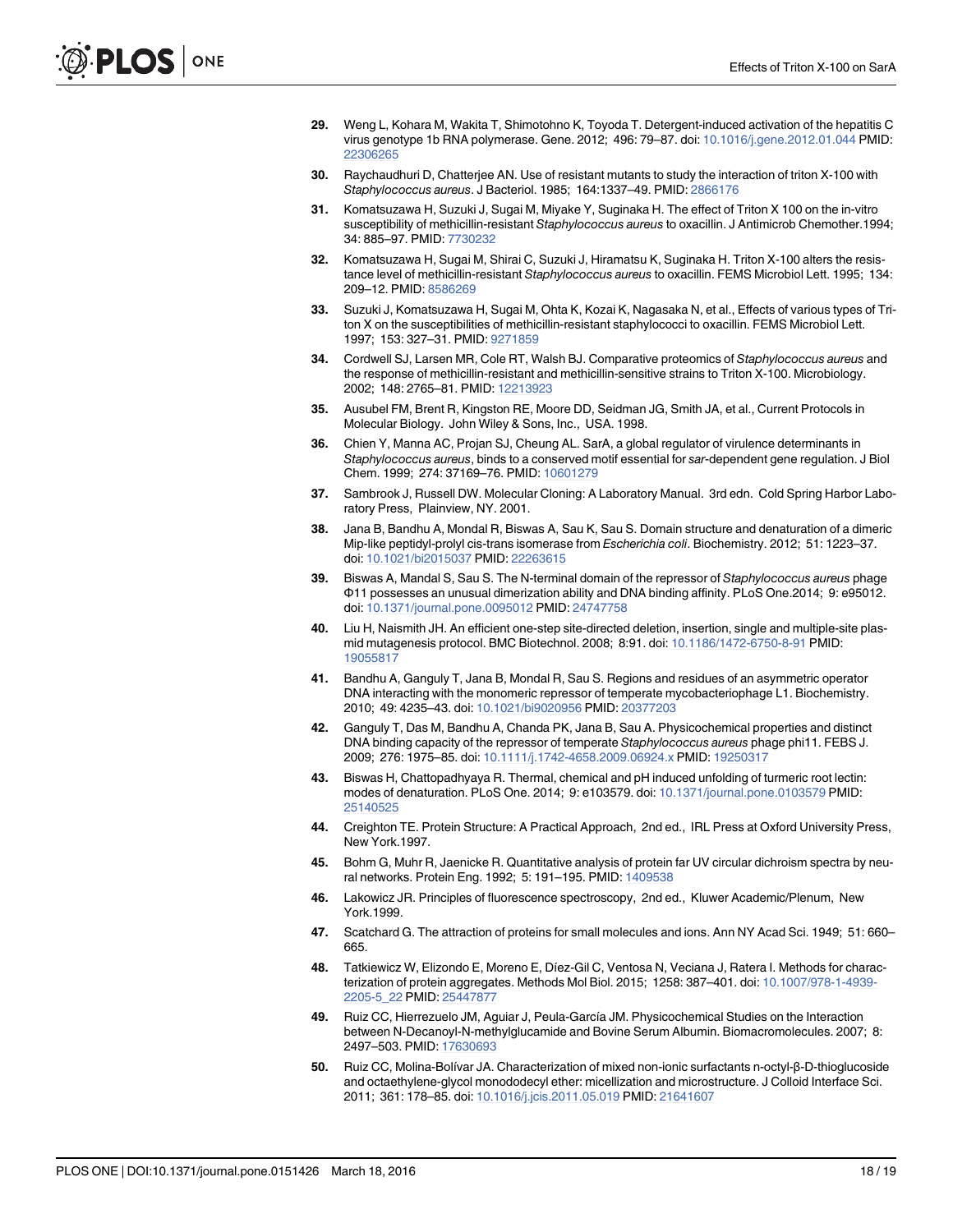29. Weng L, Kohara M, Wakita T, Shimotohno K, Toyoda T. Detergent-induced activation of the hepatitis C virus genotype 1b RNA polymerase. Gene. 2012; 496: 79–87. doi: 10.1016/j.gene.2012.01.044 PMID: 22306265

30. Raychaudhuri D, Chatterjee AN. Use of resistant mutants to study the interaction of triton X-100 with *Staphylococcus aureus*. J Bacteriol. 1985; 164:1337–49. PMID: 2866176

31. Komatsuzawa H, Suzuki J, Sugai M, Miyake Y, Suginaka H. The effect of Triton X 100 on the in-vitro susceptibility of methicillin-resistant *Staphylococcus aureus* to oxacillin. J Antimicrob Chemother.1994; 34: 885–97. PMID: 7730232

32. Komatsuzawa H, Sugai M, Shirai C, Suzuki J, Hiramatsu K, Suginaka H. Triton X-100 alters the resistance level of methicillin-resistant *Staphylococcus aureus* to oxacillin. FEMS Microbiol Lett. 1995; 134: 209–12. PMID: 8586269

33. Suzuki J, Komatsuzawa H, Sugai M, Ohta K, Kozai K, Nagasaka N, et al., Effects of various types of Triton X on the susceptibilities of methicillin-resistant staphylococci to oxacillin. FEMS Microbiol Lett. 1997; 153: 327–31. PMID: 9271859

34. Cordwell SJ, Larsen MR, Cole RT, Walsh BJ. Comparative proteomics of *Staphylococcus aureus* and the response of methicillin-resistant and methicillin-sensitive strains to Triton X-100. Microbiology. 2002; 148: 2765–81. PMID: 12213923

35. Ausubel FM, Brent R, Kingston RE, Moore DD, Seidman JG, Smith JA, et al., Current Protocols in Molecular Biology. John Wiley & Sons, Inc., USA. 1998.

36. Chien Y, Manna AC, Projan SJ, Cheung AL. SarA, a global regulator of virulence determinants in *Staphylococcus aureus*, binds to a conserved motif essential for *sar*-dependent gene regulation. J Biol Chem. 1999; 274: 37169–76. PMID: 10601279

37. Sambrook J, Russell DW. Molecular Cloning: A Laboratory Manual. 3rd edn. Cold Spring Harbor Laboratory Press, Plainview, NY. 2001.

38. Jana B, Bandhu A, Mondal R, Biswas A, Sau K, Sau S. Domain structure and denaturation of a dimeric Mip-like peptidyl-prolyl cis-trans isomerase from *Escherichia coli*. Biochemistry. 2012; 51: 1223–37. doi: 10.1021/bi2015037 PMID: 22263615

39. Biswas A, Mandal S, Sau S. The N-terminal domain of the repressor of *Staphylococcus aureus* phage Φ11 possesses an unusual dimerization ability and DNA binding affinity. PLoS One.2014; 9: e95012. doi: 10.1371/journal.pone.0095012 PMID: 24747758

40. Liu H, Naismith JH. An efficient one-step site-directed deletion, insertion, single and multiple-site plasmid mutagenesis protocol. BMC Biotechnol. 2008; 8:91. doi: 10.1186/1472-6750-8-91 PMID: 19055817

41. Bandhu A, Ganguly T, Jana B, Mondal R, Sau S. Regions and residues of an asymmetric operator DNA interacting with the monomeric repressor of temperate mycobacteriophage L1. Biochemistry. 2010; 49: 4235–43. doi: 10.1021/bi9020956 PMID: 20377203

42. Ganguly T, Das M, Bandhu A, Chanda PK, Jana B, Sau A. Physicochemical properties and distinct DNA binding capacity of the repressor of temperate *Staphylococcus aureus* phage phi11. FEBS J. 2009; 276: 1975–85. doi: 10.1111/j.1742-4658.2009.06924.x PMID: 19250317

43. Biswas H, Chattopadhyaya R. Thermal, chemical and pH induced unfolding of turmeric root lectin: modes of denaturation. PLoS One. 2014; 9: e103579. doi: 10.1371/journal.pone.0103579 PMID: 25140525

44. Creighton TE. Protein Structure: A Practical Approach, 2nd ed., IRL Press at Oxford University Press, New York.1997.

45. Bohm G, Muhr R, Jaenicke R. Quantitative analysis of protein far UV circular dichroism spectra by neural networks. Protein Eng. 1992; 5: 191–195. PMID: 1409538

46. Lakowicz JR. Principles of fluorescence spectroscopy, 2nd ed., Kluwer Academic/Plenum, New York.1999.

47. Scatchard G. The attraction of proteins for small molecules and ions. Ann NY Acad Sci. 1949; 51: 660–665.

48. Tatkiewicz W, Elizondo E, Moreno E, Díez-Gil C, Ventosa N, Veciana J, Ratera I. Methods for characterization of protein aggregates. Methods Mol Biol. 2015; 1258: 387–401. doi: 10.1007/978-1-4939-2205-5_22 PMID: 25447877

49. Ruiz CC, Hierrezuelo JM, Aguiar J, Peula-García JM. Physicochemical Studies on the Interaction between N-Decanoyl-N-methylglucamide and Bovine Serum Albumin. Biomacromolecules. 2007; 8: 2497–503. PMID: 17630693

50. Ruiz CC, Molina-Bolívar JA. Characterization of mixed non-ionic surfactants n-octyl-β-D-thioglucoside and octaethylene-glycol monododecyl ether: micellization and microstructure. J Colloid Interface Sci. 2011; 361: 178–85. doi: 10.1016/j.jcis.2011.05.019 PMID: 21641607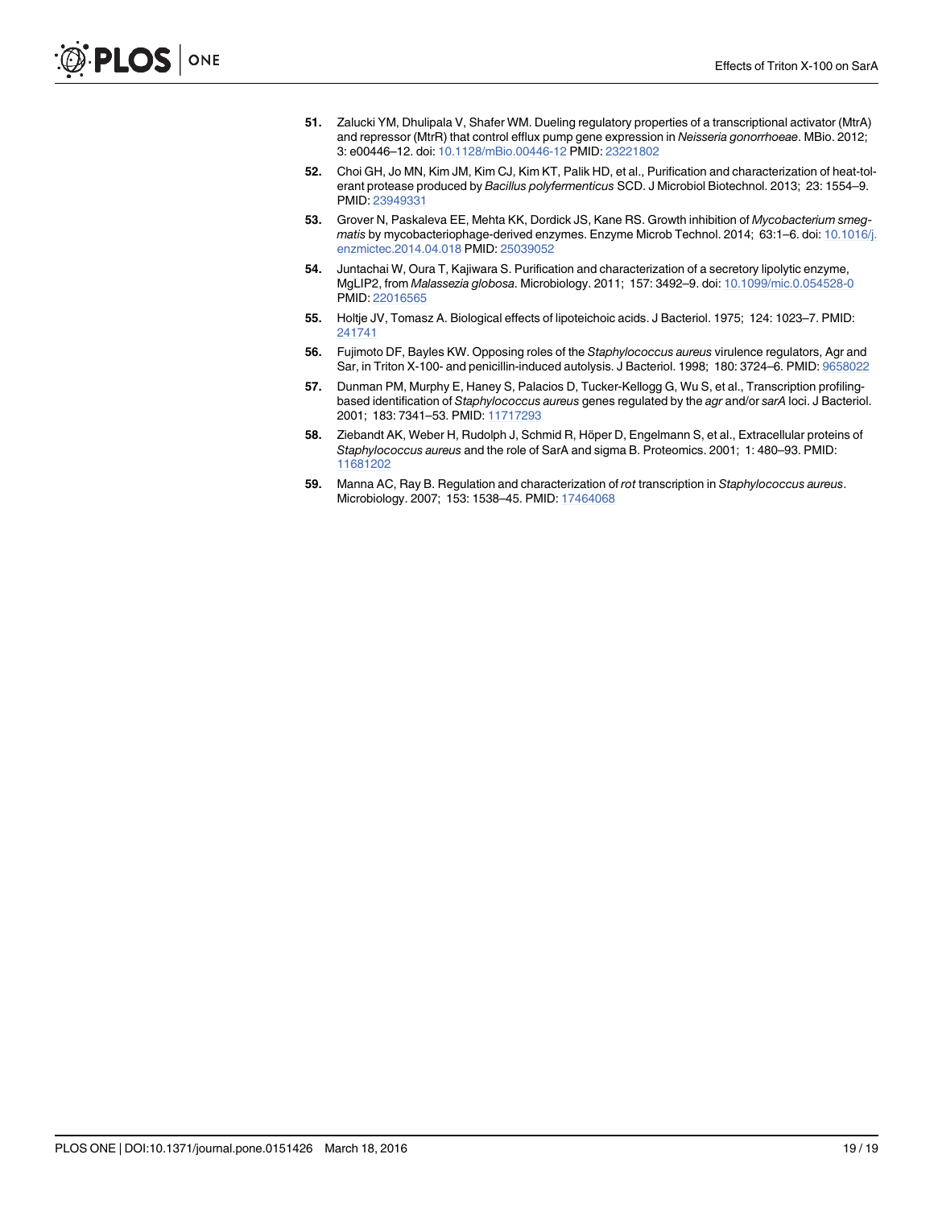51. Zalucki YM, Dhulipala V, Shafer WM. Dueling regulatory properties of a transcriptional activator (MtrA) and repressor (MtrR) that control efflux pump gene expression in *Neisseria gonorrhoeae*. MBio. 2012; 3: e00446–12. doi: 10.1128/mBio.00446-12 PMID: 23221802

52. Choi GH, Jo MN, Kim JM, Kim CJ, Kim KT, Palik HD, et al., Purification and characterization of heat-tolerant protease produced by *Bacillus polyfermenticus* SCD. J Microbiol Biotechnol. 2013; 23: 1554–9. PMID: 23949331

53. Grover N, Paskaleva EE, Mehta KK, Dordick JS, Kane RS. Growth inhibition of *Mycobacterium smegmatis* by mycobacteriophage-derived enzymes. Enzyme Microb Technol. 2014; 63:1–6. doi: 10.1016/j.enzmictec.2014.04.018 PMID: 25039052

54. Juntachai W, Oura T, Kajiwara S. Purification and characterization of a secretory lipolytic enzyme, MgLIP2, from *Malassezia globosa*. Microbiology. 2011; 157: 3492–9. doi: 10.1099/mic.0.054528-0 PMID: 22016565

55. Holtje JV, Tomasz A. Biological effects of lipoteichoic acids. J Bacteriol. 1975; 124: 1023–7. PMID: 241741

56. Fujimoto DF, Bayles KW. Opposing roles of the *Staphylococcus aureus* virulence regulators, Agr and Sar, in Triton X-100- and penicillin-induced autolysis. J Bacteriol. 1998; 180: 3724–6. PMID: 9658022

57. Dunman PM, Murphy E, Haney S, Palacios D, Tucker-Kellogg G, Wu S, et al., Transcription profiling-based identification of *Staphylococcus aureus* genes regulated by the *agr* and/or *sarA* loci. J Bacteriol. 2001; 183: 7341–53. PMID: 11717293

58. Ziebandt AK, Weber H, Rudolph J, Schmid R, Höper D, Engelmann S, et al., Extracellular proteins of *Staphylococcus aureus* and the role of SarA and sigma B. Proteomics. 2001; 1: 480–93. PMID: 11681202

59. Manna AC, Ray B. Regulation and characterization of *rot* transcription in *Staphylococcus aureus*. Microbiology. 2007; 153: 1538–45. PMID: 17464068